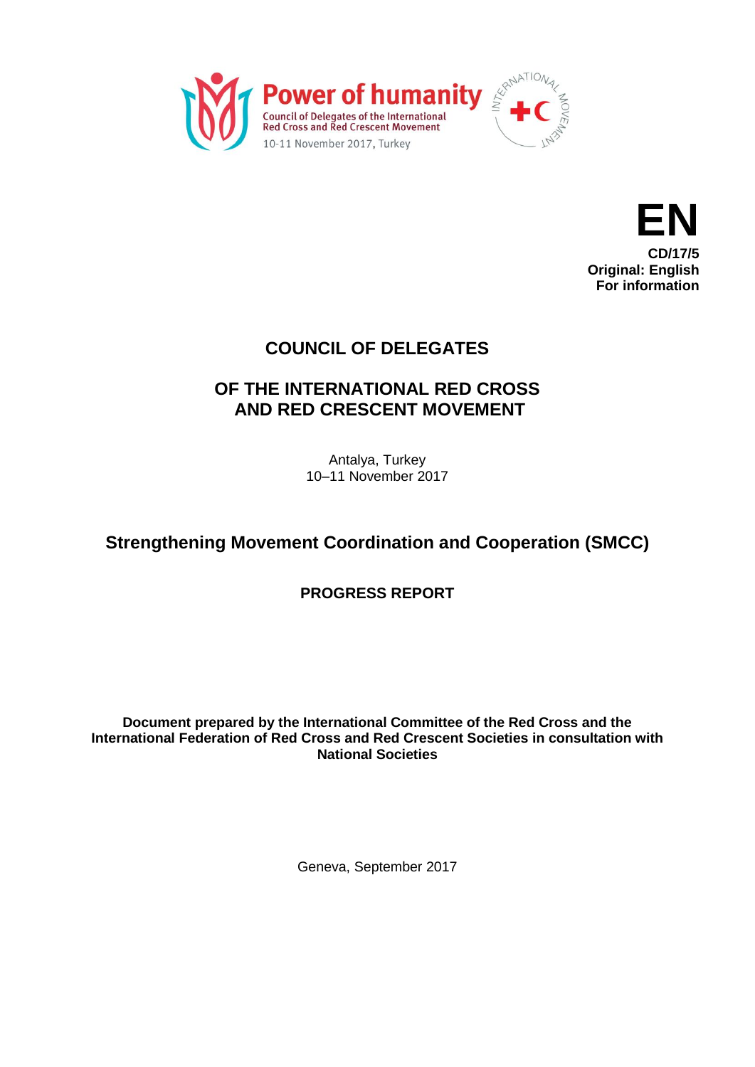Power of humanity
Council of Delegates of the International Red Cross and Red Crescent Movement
10-11 November 2017, Turkey

**EN**
**CD/17/5**
**Original: English**
**For information**

# COUNCIL OF DELEGATES

## OF THE INTERNATIONAL RED CROSS AND RED CRESCENT MOVEMENT

Antalya, Turkey
10–11 November 2017

## Strengthening Movement Coordination and Cooperation (SMCC)

### PROGRESS REPORT

**Document prepared by the International Committee of the Red Cross and the International Federation of Red Cross and Red Crescent Societies in consultation with National Societies**

Geneva, September 2017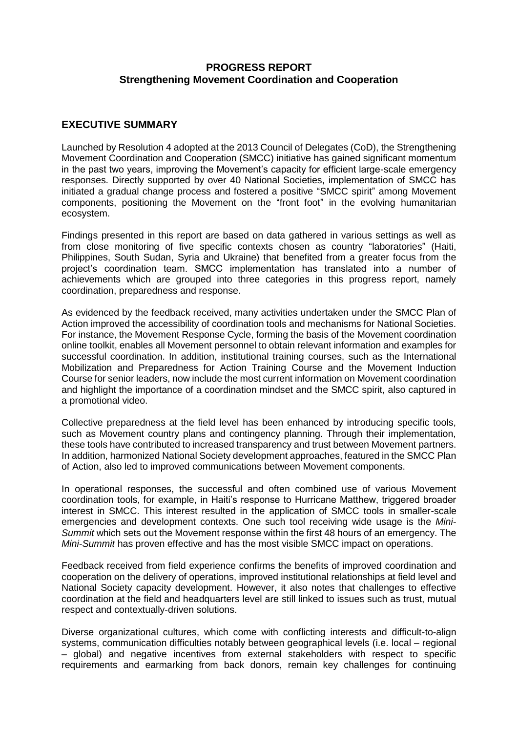**PROGRESS REPORT**
**Strengthening Movement Coordination and Cooperation**

## EXECUTIVE SUMMARY

Launched by Resolution 4 adopted at the 2013 Council of Delegates (CoD), the Strengthening Movement Coordination and Cooperation (SMCC) initiative has gained significant momentum in the past two years, improving the Movement's capacity for efficient large-scale emergency responses. Directly supported by over 40 National Societies, implementation of SMCC has initiated a gradual change process and fostered a positive "SMCC spirit" among Movement components, positioning the Movement on the "front foot" in the evolving humanitarian ecosystem.

Findings presented in this report are based on data gathered in various settings as well as from close monitoring of five specific contexts chosen as country "laboratories" (Haiti, Philippines, South Sudan, Syria and Ukraine) that benefited from a greater focus from the project's coordination team. SMCC implementation has translated into a number of achievements which are grouped into three categories in this progress report, namely coordination, preparedness and response.

As evidenced by the feedback received, many activities undertaken under the SMCC Plan of Action improved the accessibility of coordination tools and mechanisms for National Societies. For instance, the Movement Response Cycle, forming the basis of the Movement coordination online toolkit, enables all Movement personnel to obtain relevant information and examples for successful coordination. In addition, institutional training courses, such as the International Mobilization and Preparedness for Action Training Course and the Movement Induction Course for senior leaders, now include the most current information on Movement coordination and highlight the importance of a coordination mindset and the SMCC spirit, also captured in a promotional video.

Collective preparedness at the field level has been enhanced by introducing specific tools, such as Movement country plans and contingency planning. Through their implementation, these tools have contributed to increased transparency and trust between Movement partners. In addition, harmonized National Society development approaches, featured in the SMCC Plan of Action, also led to improved communications between Movement components.

In operational responses, the successful and often combined use of various Movement coordination tools, for example, in Haiti's response to Hurricane Matthew, triggered broader interest in SMCC. This interest resulted in the application of SMCC tools in smaller-scale emergencies and development contexts. One such tool receiving wide usage is the *Mini-Summit* which sets out the Movement response within the first 48 hours of an emergency. The *Mini-Summit* has proven effective and has the most visible SMCC impact on operations.

Feedback received from field experience confirms the benefits of improved coordination and cooperation on the delivery of operations, improved institutional relationships at field level and National Society capacity development. However, it also notes that challenges to effective coordination at the field and headquarters level are still linked to issues such as trust, mutual respect and contextually-driven solutions.

Diverse organizational cultures, which come with conflicting interests and difficult-to-align systems, communication difficulties notably between geographical levels (i.e. local – regional – global) and negative incentives from external stakeholders with respect to specific requirements and earmarking from back donors, remain key challenges for continuing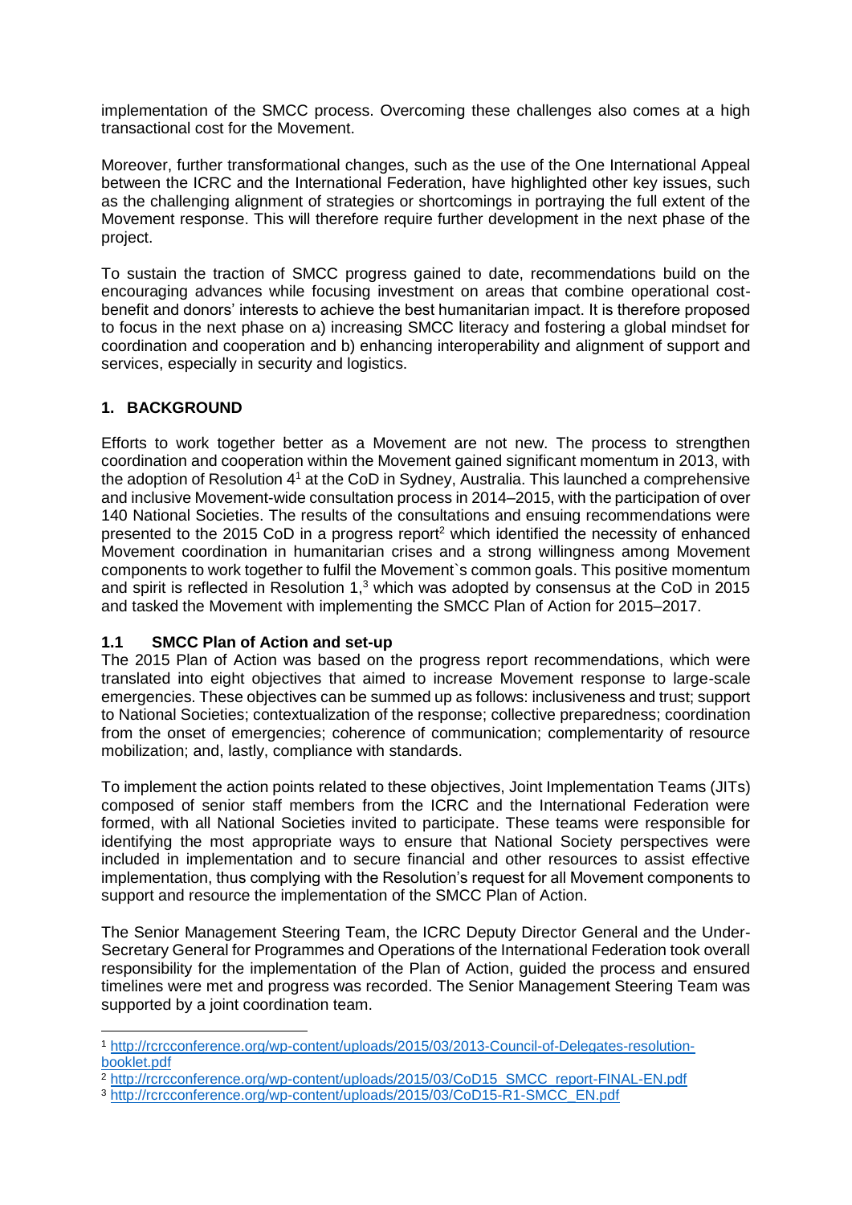implementation of the SMCC process. Overcoming these challenges also comes at a high transactional cost for the Movement.

Moreover, further transformational changes, such as the use of the One International Appeal between the ICRC and the International Federation, have highlighted other key issues, such as the challenging alignment of strategies or shortcomings in portraying the full extent of the Movement response. This will therefore require further development in the next phase of the project.

To sustain the traction of SMCC progress gained to date, recommendations build on the encouraging advances while focusing investment on areas that combine operational cost-benefit and donors' interests to achieve the best humanitarian impact. It is therefore proposed to focus in the next phase on a) increasing SMCC literacy and fostering a global mindset for coordination and cooperation and b) enhancing interoperability and alignment of support and services, especially in security and logistics.

## 1. BACKGROUND

Efforts to work together better as a Movement are not new. The process to strengthen coordination and cooperation within the Movement gained significant momentum in 2013, with the adoption of Resolution 4[1] at the CoD in Sydney, Australia. This launched a comprehensive and inclusive Movement-wide consultation process in 2014–2015, with the participation of over 140 National Societies. The results of the consultations and ensuing recommendations were presented to the 2015 CoD in a progress report[2] which identified the necessity of enhanced Movement coordination in humanitarian crises and a strong willingness among Movement components to work together to fulfil the Movement`s common goals. This positive momentum and spirit is reflected in Resolution 1,[3] which was adopted by consensus at the CoD in 2015 and tasked the Movement with implementing the SMCC Plan of Action for 2015–2017.

### 1.1 SMCC Plan of Action and set-up

The 2015 Plan of Action was based on the progress report recommendations, which were translated into eight objectives that aimed to increase Movement response to large-scale emergencies. These objectives can be summed up as follows: inclusiveness and trust; support to National Societies; contextualization of the response; collective preparedness; coordination from the onset of emergencies; coherence of communication; complementarity of resource mobilization; and, lastly, compliance with standards.

To implement the action points related to these objectives, Joint Implementation Teams (JITs) composed of senior staff members from the ICRC and the International Federation were formed, with all National Societies invited to participate. These teams were responsible for identifying the most appropriate ways to ensure that National Society perspectives were included in implementation and to secure financial and other resources to assist effective implementation, thus complying with the Resolution's request for all Movement components to support and resource the implementation of the SMCC Plan of Action.

The Senior Management Steering Team, the ICRC Deputy Director General and the Under-Secretary General for Programmes and Operations of the International Federation took overall responsibility for the implementation of the Plan of Action, guided the process and ensured timelines were met and progress was recorded. The Senior Management Steering Team was supported by a joint coordination team.

---

[1] http://rcrcconference.org/wp-content/uploads/2015/03/2013-Council-of-Delegates-resolution-booklet.pdf

[2] http://rcrcconference.org/wp-content/uploads/2015/03/CoD15_SMCC_report-FINAL-EN.pdf

[3] http://rcrcconference.org/wp-content/uploads/2015/03/CoD15-R1-SMCC_EN.pdf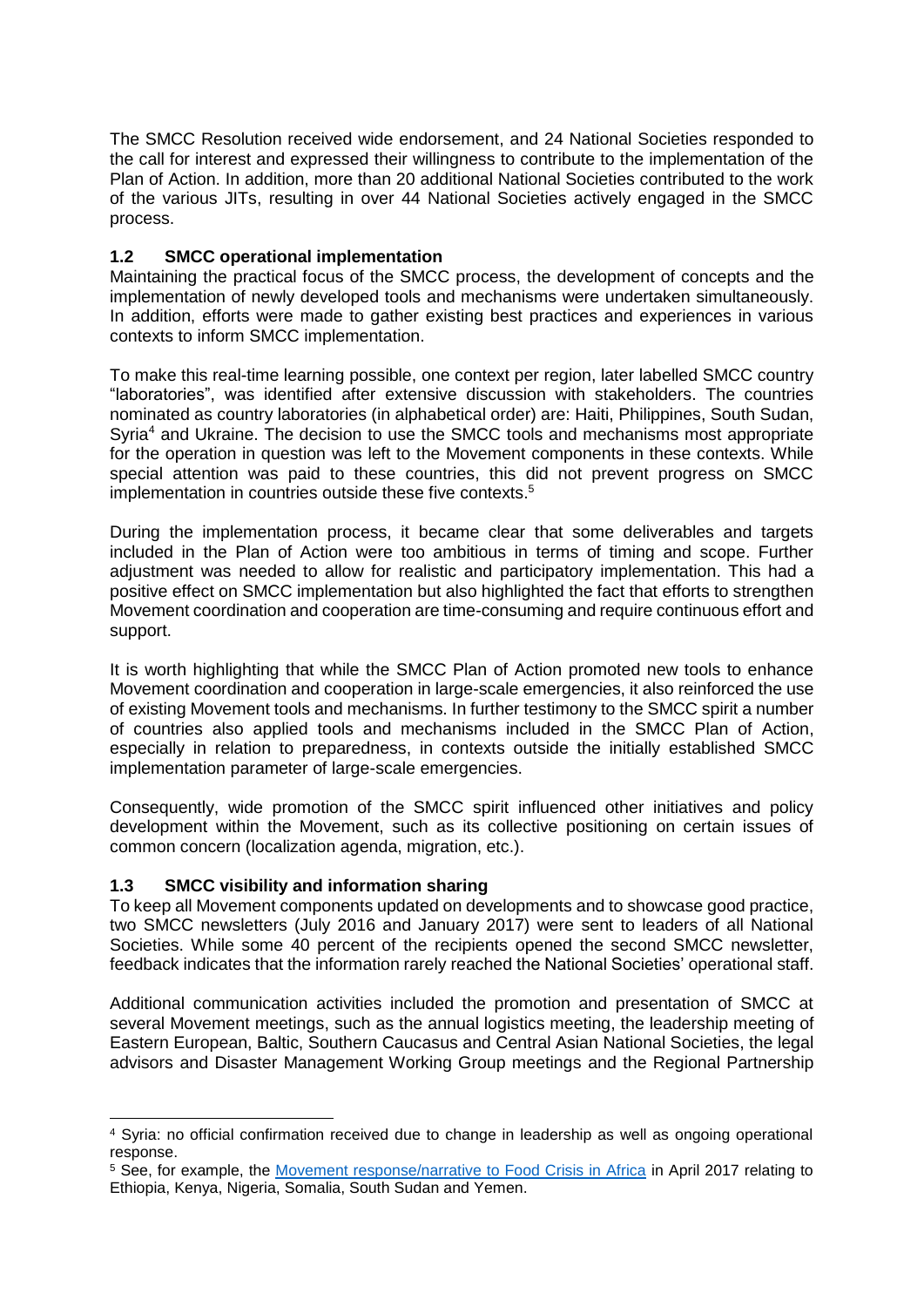The SMCC Resolution received wide endorsement, and 24 National Societies responded to the call for interest and expressed their willingness to contribute to the implementation of the Plan of Action. In addition, more than 20 additional National Societies contributed to the work of the various JITs, resulting in over 44 National Societies actively engaged in the SMCC process.

### 1.2 SMCC operational implementation

Maintaining the practical focus of the SMCC process, the development of concepts and the implementation of newly developed tools and mechanisms were undertaken simultaneously. In addition, efforts were made to gather existing best practices and experiences in various contexts to inform SMCC implementation.

To make this real-time learning possible, one context per region, later labelled SMCC country "laboratories", was identified after extensive discussion with stakeholders. The countries nominated as country laboratories (in alphabetical order) are: Haiti, Philippines, South Sudan, Syria[4] and Ukraine. The decision to use the SMCC tools and mechanisms most appropriate for the operation in question was left to the Movement components in these contexts. While special attention was paid to these countries, this did not prevent progress on SMCC implementation in countries outside these five contexts.[5]

During the implementation process, it became clear that some deliverables and targets included in the Plan of Action were too ambitious in terms of timing and scope. Further adjustment was needed to allow for realistic and participatory implementation. This had a positive effect on SMCC implementation but also highlighted the fact that efforts to strengthen Movement coordination and cooperation are time-consuming and require continuous effort and support.

It is worth highlighting that while the SMCC Plan of Action promoted new tools to enhance Movement coordination and cooperation in large-scale emergencies, it also reinforced the use of existing Movement tools and mechanisms. In further testimony to the SMCC spirit a number of countries also applied tools and mechanisms included in the SMCC Plan of Action, especially in relation to preparedness, in contexts outside the initially established SMCC implementation parameter of large-scale emergencies.

Consequently, wide promotion of the SMCC spirit influenced other initiatives and policy development within the Movement, such as its collective positioning on certain issues of common concern (localization agenda, migration, etc.).

### 1.3 SMCC visibility and information sharing

To keep all Movement components updated on developments and to showcase good practice, two SMCC newsletters (July 2016 and January 2017) were sent to leaders of all National Societies. While some 40 percent of the recipients opened the second SMCC newsletter, feedback indicates that the information rarely reached the National Societies' operational staff.

Additional communication activities included the promotion and presentation of SMCC at several Movement meetings, such as the annual logistics meeting, the leadership meeting of Eastern European, Baltic, Southern Caucasus and Central Asian National Societies, the legal advisors and Disaster Management Working Group meetings and the Regional Partnership

---

[4] Syria: no official confirmation received due to change in leadership as well as ongoing operational response.

[5] See, for example, the Movement response/narrative to Food Crisis in Africa in April 2017 relating to Ethiopia, Kenya, Nigeria, Somalia, South Sudan and Yemen.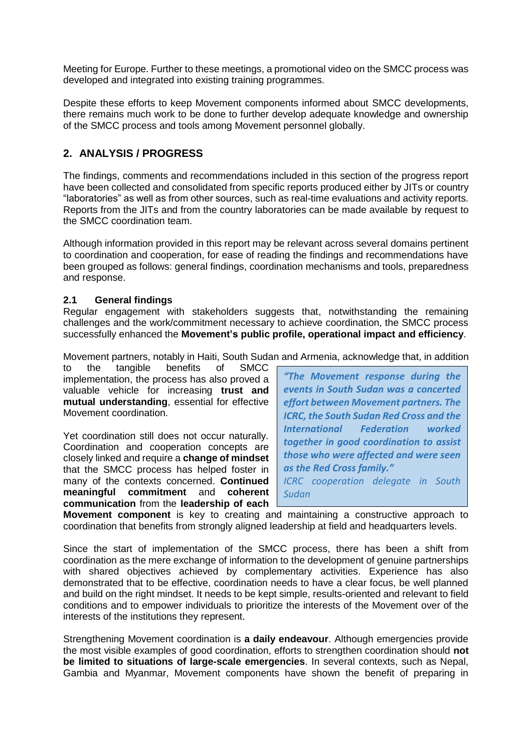Meeting for Europe. Further to these meetings, a promotional video on the SMCC process was developed and integrated into existing training programmes.

Despite these efforts to keep Movement components informed about SMCC developments, there remains much work to be done to further develop adequate knowledge and ownership of the SMCC process and tools among Movement personnel globally.

## 2. ANALYSIS / PROGRESS

The findings, comments and recommendations included in this section of the progress report have been collected and consolidated from specific reports produced either by JITs or country "laboratories" as well as from other sources, such as real-time evaluations and activity reports. Reports from the JITs and from the country laboratories can be made available by request to the SMCC coordination team.

Although information provided in this report may be relevant across several domains pertinent to coordination and cooperation, for ease of reading the findings and recommendations have been grouped as follows: general findings, coordination mechanisms and tools, preparedness and response.

### 2.1 General findings

Regular engagement with stakeholders suggests that, notwithstanding the remaining challenges and the work/commitment necessary to achieve coordination, the SMCC process successfully enhanced the **Movement's public profile, operational impact and efficiency**.

Movement partners, notably in Haiti, South Sudan and Armenia, acknowledge that, in addition to the tangible benefits of SMCC implementation, the process has also proved a valuable vehicle for increasing **trust and mutual understanding**, essential for effective Movement coordination.

> ***"The Movement response during the events in South Sudan was a concerted effort between Movement partners. The ICRC, the South Sudan Red Cross and the International Federation worked together in good coordination to assist those who were affected and were seen as the Red Cross family."***
> *ICRC cooperation delegate in South Sudan*

Yet coordination still does not occur naturally. Coordination and cooperation concepts are closely linked and require a **change of mindset** that the SMCC process has helped foster in many of the contexts concerned. **Continued meaningful commitment** and **coherent communication** from the **leadership of each Movement component** is key to creating and maintaining a constructive approach to coordination that benefits from strongly aligned leadership at field and headquarters levels.

Since the start of implementation of the SMCC process, there has been a shift from coordination as the mere exchange of information to the development of genuine partnerships with shared objectives achieved by complementary activities. Experience has also demonstrated that to be effective, coordination needs to have a clear focus, be well planned and build on the right mindset. It needs to be kept simple, results-oriented and relevant to field conditions and to empower individuals to prioritize the interests of the Movement over of the interests of the institutions they represent.

Strengthening Movement coordination is **a daily endeavour**. Although emergencies provide the most visible examples of good coordination, efforts to strengthen coordination should **not be limited to situations of large-scale emergencies**. In several contexts, such as Nepal, Gambia and Myanmar, Movement components have shown the benefit of preparing in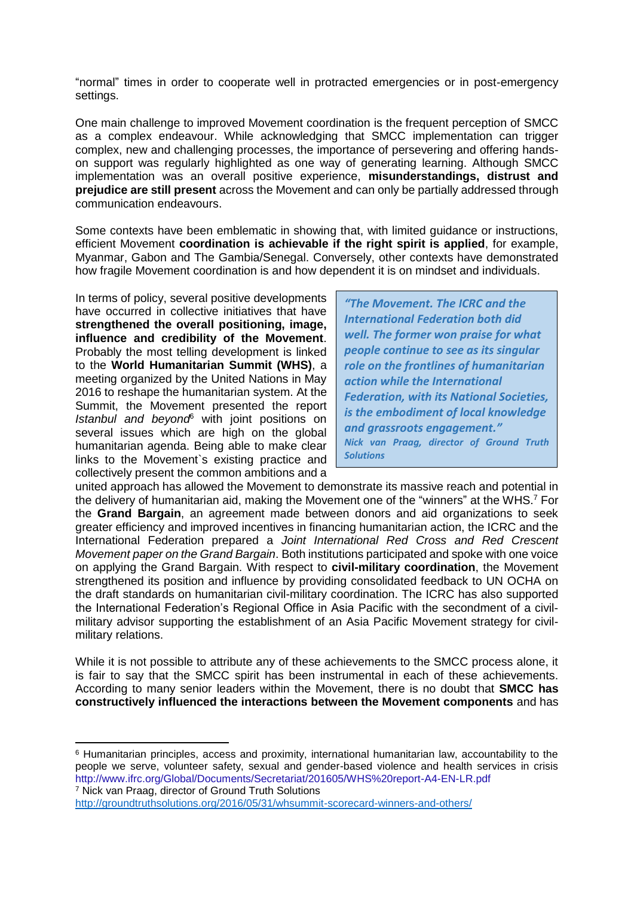"normal" times in order to cooperate well in protracted emergencies or in post-emergency settings.

One main challenge to improved Movement coordination is the frequent perception of SMCC as a complex endeavour. While acknowledging that SMCC implementation can trigger complex, new and challenging processes, the importance of persevering and offering hands-on support was regularly highlighted as one way of generating learning. Although SMCC implementation was an overall positive experience, **misunderstandings, distrust and prejudice are still present** across the Movement and can only be partially addressed through communication endeavours.

Some contexts have been emblematic in showing that, with limited guidance or instructions, efficient Movement **coordination is achievable if the right spirit is applied**, for example, Myanmar, Gabon and The Gambia/Senegal. Conversely, other contexts have demonstrated how fragile Movement coordination is and how dependent it is on mindset and individuals.

In terms of policy, several positive developments have occurred in collective initiatives that have **strengthened the overall positioning, image, influence and credibility of the Movement**. Probably the most telling development is linked to the **World Humanitarian Summit (WHS)**, a meeting organized by the United Nations in May 2016 to reshape the humanitarian system. At the Summit, the Movement presented the report *Istanbul and beyond*[6] with joint positions on several issues which are high on the global humanitarian agenda. Being able to make clear links to the Movement`s existing practice and collectively present the common ambitions and a united approach has allowed the Movement to demonstrate its massive reach and potential in the delivery of humanitarian aid, making the Movement one of the "winners" at the WHS.[7] For the **Grand Bargain**, an agreement made between donors and aid organizations to seek greater efficiency and improved incentives in financing humanitarian action, the ICRC and the International Federation prepared a *Joint International Red Cross and Red Crescent Movement paper on the Grand Bargain*. Both institutions participated and spoke with one voice on applying the Grand Bargain. With respect to **civil-military coordination**, the Movement strengthened its position and influence by providing consolidated feedback to UN OCHA on the draft standards on humanitarian civil-military coordination. The ICRC has also supported the International Federation's Regional Office in Asia Pacific with the secondment of a civil-military advisor supporting the establishment of an Asia Pacific Movement strategy for civil-military relations.

> ***"The Movement. The ICRC and the International Federation both did well. The former won praise for what people continue to see as its singular role on the frontlines of humanitarian action while the International Federation, with its National Societies, is the embodiment of local knowledge and grassroots engagement."***
> ***Nick van Praag, director of Ground Truth Solutions***

While it is not possible to attribute any of these achievements to the SMCC process alone, it is fair to say that the SMCC spirit has been instrumental in each of these achievements. According to many senior leaders within the Movement, there is no doubt that **SMCC has constructively influenced the interactions between the Movement components** and has

---

[6] Humanitarian principles, access and proximity, international humanitarian law, accountability to the people we serve, volunteer safety, sexual and gender-based violence and health services in crisis http://www.ifrc.org/Global/Documents/Secretariat/201605/WHS%20report-A4-EN-LR.pdf

[7] Nick van Praag, director of Ground Truth Solutions http://groundtruthsolutions.org/2016/05/31/whsummit-scorecard-winners-and-others/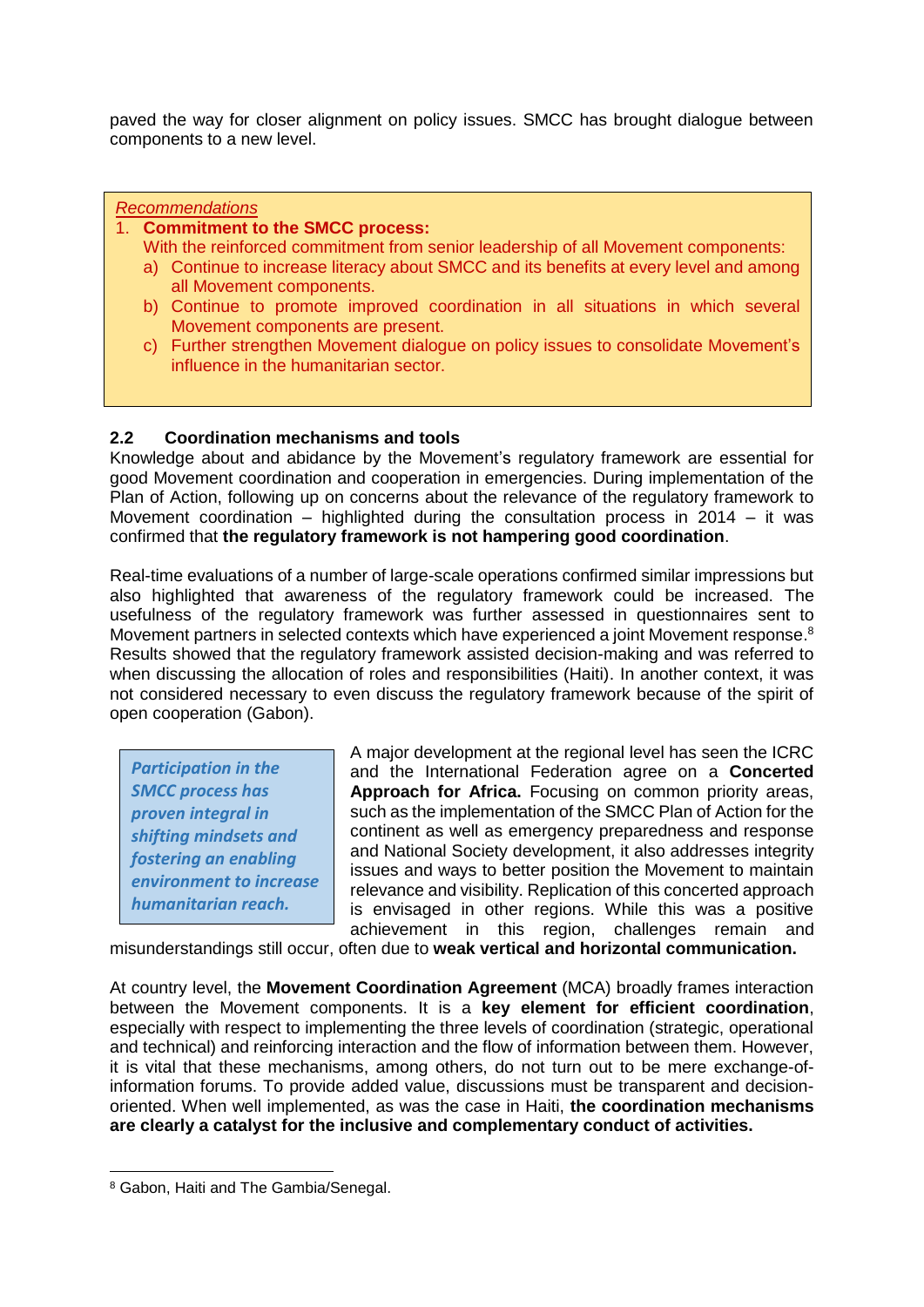paved the way for closer alignment on policy issues. SMCC has brought dialogue between components to a new level.

*Recommendations*

1. **Commitment to the SMCC process:**
   With the reinforced commitment from senior leadership of all Movement components:
   a) Continue to increase literacy about SMCC and its benefits at every level and among all Movement components.
   b) Continue to promote improved coordination in all situations in which several Movement components are present.
   c) Further strengthen Movement dialogue on policy issues to consolidate Movement's influence in the humanitarian sector.

## 2.2 Coordination mechanisms and tools

Knowledge about and abidance by the Movement's regulatory framework are essential for good Movement coordination and cooperation in emergencies. During implementation of the Plan of Action, following up on concerns about the relevance of the regulatory framework to Movement coordination – highlighted during the consultation process in 2014 – it was confirmed that **the regulatory framework is not hampering good coordination**.

Real-time evaluations of a number of large-scale operations confirmed similar impressions but also highlighted that awareness of the regulatory framework could be increased. The usefulness of the regulatory framework was further assessed in questionnaires sent to Movement partners in selected contexts which have experienced a joint Movement response.[8] Results showed that the regulatory framework assisted decision-making and was referred to when discussing the allocation of roles and responsibilities (Haiti). In another context, it was not considered necessary to even discuss the regulatory framework because of the spirit of open cooperation (Gabon).

***Participation in the SMCC process has proven integral in shifting mindsets and fostering an enabling environment to increase humanitarian reach.***

A major development at the regional level has seen the ICRC and the International Federation agree on a **Concerted Approach for Africa.** Focusing on common priority areas, such as the implementation of the SMCC Plan of Action for the continent as well as emergency preparedness and response and National Society development, it also addresses integrity issues and ways to better position the Movement to maintain relevance and visibility. Replication of this concerted approach is envisaged in other regions. While this was a positive achievement in this region, challenges remain and misunderstandings still occur, often due to **weak vertical and horizontal communication.**

At country level, the **Movement Coordination Agreement** (MCA) broadly frames interaction between the Movement components. It is a **key element for efficient coordination**, especially with respect to implementing the three levels of coordination (strategic, operational and technical) and reinforcing interaction and the flow of information between them. However, it is vital that these mechanisms, among others, do not turn out to be mere exchange-of-information forums. To provide added value, discussions must be transparent and decision-oriented. When well implemented, as was the case in Haiti, **the coordination mechanisms are clearly a catalyst for the inclusive and complementary conduct of activities.**

---

[8] Gabon, Haiti and The Gambia/Senegal.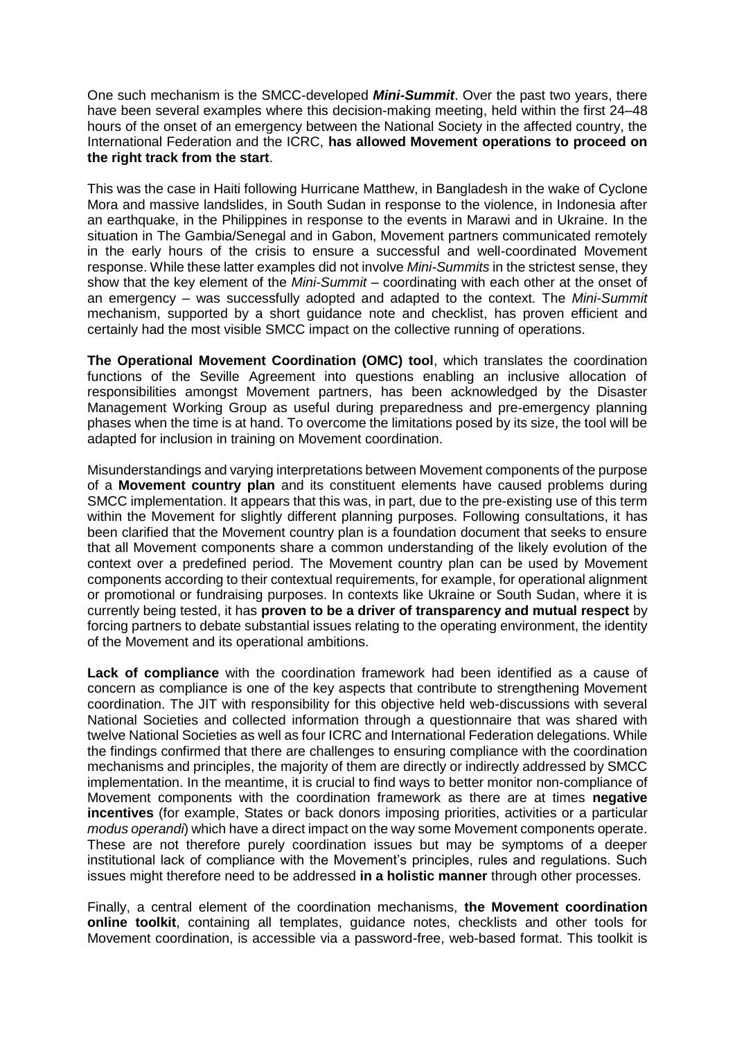One such mechanism is the SMCC-developed ***Mini-Summit***. Over the past two years, there have been several examples where this decision-making meeting, held within the first 24–48 hours of the onset of an emergency between the National Society in the affected country, the International Federation and the ICRC, **has allowed Movement operations to proceed on the right track from the start**.

This was the case in Haiti following Hurricane Matthew, in Bangladesh in the wake of Cyclone Mora and massive landslides, in South Sudan in response to the violence, in Indonesia after an earthquake, in the Philippines in response to the events in Marawi and in Ukraine. In the situation in The Gambia/Senegal and in Gabon, Movement partners communicated remotely in the early hours of the crisis to ensure a successful and well-coordinated Movement response. While these latter examples did not involve *Mini-Summits* in the strictest sense, they show that the key element of the *Mini-Summit* – coordinating with each other at the onset of an emergency – was successfully adopted and adapted to the context. The *Mini-Summit* mechanism, supported by a short guidance note and checklist, has proven efficient and certainly had the most visible SMCC impact on the collective running of operations.

**The Operational Movement Coordination (OMC) tool**, which translates the coordination functions of the Seville Agreement into questions enabling an inclusive allocation of responsibilities amongst Movement partners, has been acknowledged by the Disaster Management Working Group as useful during preparedness and pre-emergency planning phases when the time is at hand. To overcome the limitations posed by its size, the tool will be adapted for inclusion in training on Movement coordination.

Misunderstandings and varying interpretations between Movement components of the purpose of a **Movement country plan** and its constituent elements have caused problems during SMCC implementation. It appears that this was, in part, due to the pre-existing use of this term within the Movement for slightly different planning purposes. Following consultations, it has been clarified that the Movement country plan is a foundation document that seeks to ensure that all Movement components share a common understanding of the likely evolution of the context over a predefined period. The Movement country plan can be used by Movement components according to their contextual requirements, for example, for operational alignment or promotional or fundraising purposes. In contexts like Ukraine or South Sudan, where it is currently being tested, it has **proven to be a driver of transparency and mutual respect** by forcing partners to debate substantial issues relating to the operating environment, the identity of the Movement and its operational ambitions.

**Lack of compliance** with the coordination framework had been identified as a cause of concern as compliance is one of the key aspects that contribute to strengthening Movement coordination. The JIT with responsibility for this objective held web-discussions with several National Societies and collected information through a questionnaire that was shared with twelve National Societies as well as four ICRC and International Federation delegations. While the findings confirmed that there are challenges to ensuring compliance with the coordination mechanisms and principles, the majority of them are directly or indirectly addressed by SMCC implementation. In the meantime, it is crucial to find ways to better monitor non-compliance of Movement components with the coordination framework as there are at times **negative incentives** (for example, States or back donors imposing priorities, activities or a particular *modus operandi*) which have a direct impact on the way some Movement components operate. These are not therefore purely coordination issues but may be symptoms of a deeper institutional lack of compliance with the Movement's principles, rules and regulations. Such issues might therefore need to be addressed **in a holistic manner** through other processes.

Finally, a central element of the coordination mechanisms, **the Movement coordination online toolkit**, containing all templates, guidance notes, checklists and other tools for Movement coordination, is accessible via a password-free, web-based format. This toolkit is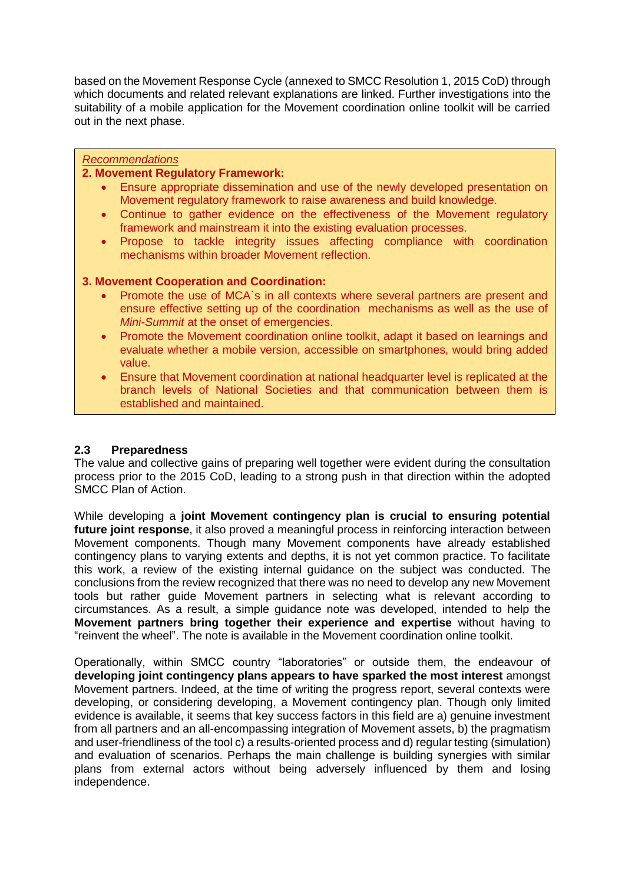based on the Movement Response Cycle (annexed to SMCC Resolution 1, 2015 CoD) through which documents and related relevant explanations are linked. Further investigations into the suitability of a mobile application for the Movement coordination online toolkit will be carried out in the next phase.

*Recommendations*

**2. Movement Regulatory Framework:**

- Ensure appropriate dissemination and use of the newly developed presentation on Movement regulatory framework to raise awareness and build knowledge.
- Continue to gather evidence on the effectiveness of the Movement regulatory framework and mainstream it into the existing evaluation processes.
- Propose to tackle integrity issues affecting compliance with coordination mechanisms within broader Movement reflection.

**3. Movement Cooperation and Coordination:**

- Promote the use of MCA`s in all contexts where several partners are present and ensure effective setting up of the coordination mechanisms as well as the use of *Mini-Summit* at the onset of emergencies.
- Promote the Movement coordination online toolkit, adapt it based on learnings and evaluate whether a mobile version, accessible on smartphones, would bring added value.
- Ensure that Movement coordination at national headquarter level is replicated at the branch levels of National Societies and that communication between them is established and maintained.

## 2.3 Preparedness

The value and collective gains of preparing well together were evident during the consultation process prior to the 2015 CoD, leading to a strong push in that direction within the adopted SMCC Plan of Action.

While developing a **joint Movement contingency plan is crucial to ensuring potential future joint response**, it also proved a meaningful process in reinforcing interaction between Movement components. Though many Movement components have already established contingency plans to varying extents and depths, it is not yet common practice. To facilitate this work, a review of the existing internal guidance on the subject was conducted. The conclusions from the review recognized that there was no need to develop any new Movement tools but rather guide Movement partners in selecting what is relevant according to circumstances. As a result, a simple guidance note was developed, intended to help the **Movement partners bring together their experience and expertise** without having to "reinvent the wheel". The note is available in the Movement coordination online toolkit.

Operationally, within SMCC country "laboratories" or outside them, the endeavour of **developing joint contingency plans appears to have sparked the most interest** amongst Movement partners. Indeed, at the time of writing the progress report, several contexts were developing, or considering developing, a Movement contingency plan. Though only limited evidence is available, it seems that key success factors in this field are a) genuine investment from all partners and an all-encompassing integration of Movement assets, b) the pragmatism and user-friendliness of the tool c) a results-oriented process and d) regular testing (simulation) and evaluation of scenarios. Perhaps the main challenge is building synergies with similar plans from external actors without being adversely influenced by them and losing independence.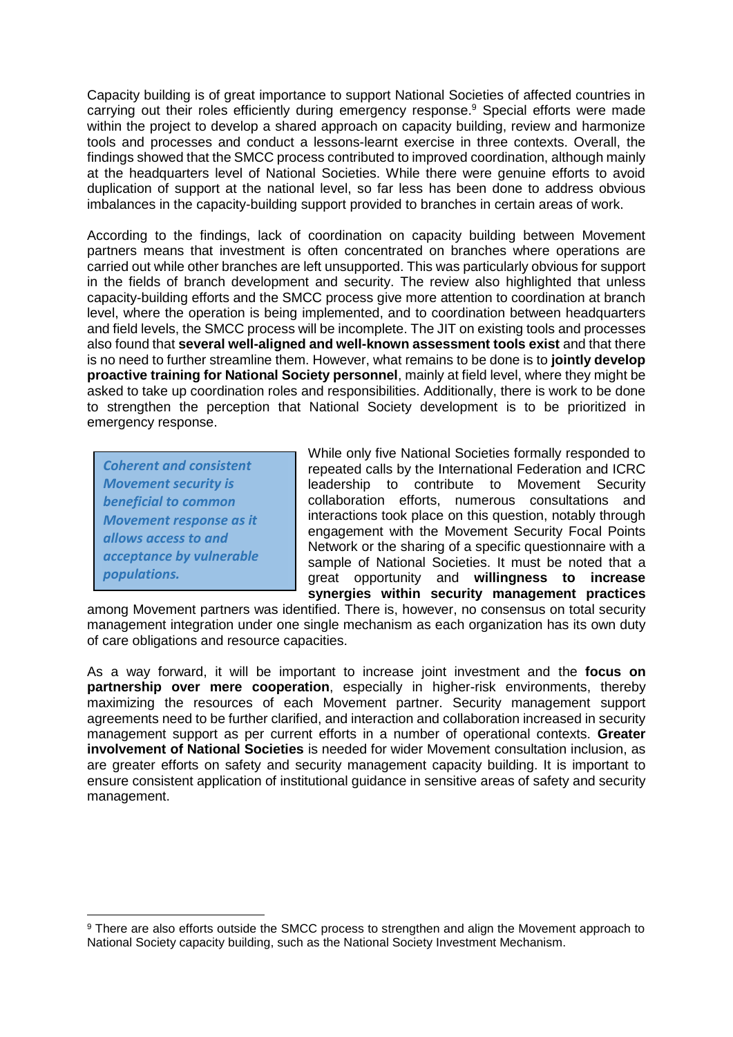Capacity building is of great importance to support National Societies of affected countries in carrying out their roles efficiently during emergency response.[9] Special efforts were made within the project to develop a shared approach on capacity building, review and harmonize tools and processes and conduct a lessons-learnt exercise in three contexts. Overall, the findings showed that the SMCC process contributed to improved coordination, although mainly at the headquarters level of National Societies. While there were genuine efforts to avoid duplication of support at the national level, so far less has been done to address obvious imbalances in the capacity-building support provided to branches in certain areas of work.

According to the findings, lack of coordination on capacity building between Movement partners means that investment is often concentrated on branches where operations are carried out while other branches are left unsupported. This was particularly obvious for support in the fields of branch development and security. The review also highlighted that unless capacity-building efforts and the SMCC process give more attention to coordination at branch level, where the operation is being implemented, and to coordination between headquarters and field levels, the SMCC process will be incomplete. The JIT on existing tools and processes also found that **several well-aligned and well-known assessment tools exist** and that there is no need to further streamline them. However, what remains to be done is to **jointly develop proactive training for National Society personnel**, mainly at field level, where they might be asked to take up coordination roles and responsibilities. Additionally, there is work to be done to strengthen the perception that National Society development is to be prioritized in emergency response.

> ***Coherent and consistent Movement security is beneficial to common Movement response as it allows access to and acceptance by vulnerable populations.***

While only five National Societies formally responded to repeated calls by the International Federation and ICRC leadership to contribute to Movement Security collaboration efforts, numerous consultations and interactions took place on this question, notably through engagement with the Movement Security Focal Points Network or the sharing of a specific questionnaire with a sample of National Societies. It must be noted that a great opportunity and **willingness to increase synergies within security management practices** among Movement partners was identified. There is, however, no consensus on total security management integration under one single mechanism as each organization has its own duty of care obligations and resource capacities.

As a way forward, it will be important to increase joint investment and the **focus on partnership over mere cooperation**, especially in higher-risk environments, thereby maximizing the resources of each Movement partner. Security management support agreements need to be further clarified, and interaction and collaboration increased in security management support as per current efforts in a number of operational contexts. **Greater involvement of National Societies** is needed for wider Movement consultation inclusion, as are greater efforts on safety and security management capacity building. It is important to ensure consistent application of institutional guidance in sensitive areas of safety and security management.

[9] There are also efforts outside the SMCC process to strengthen and align the Movement approach to National Society capacity building, such as the National Society Investment Mechanism.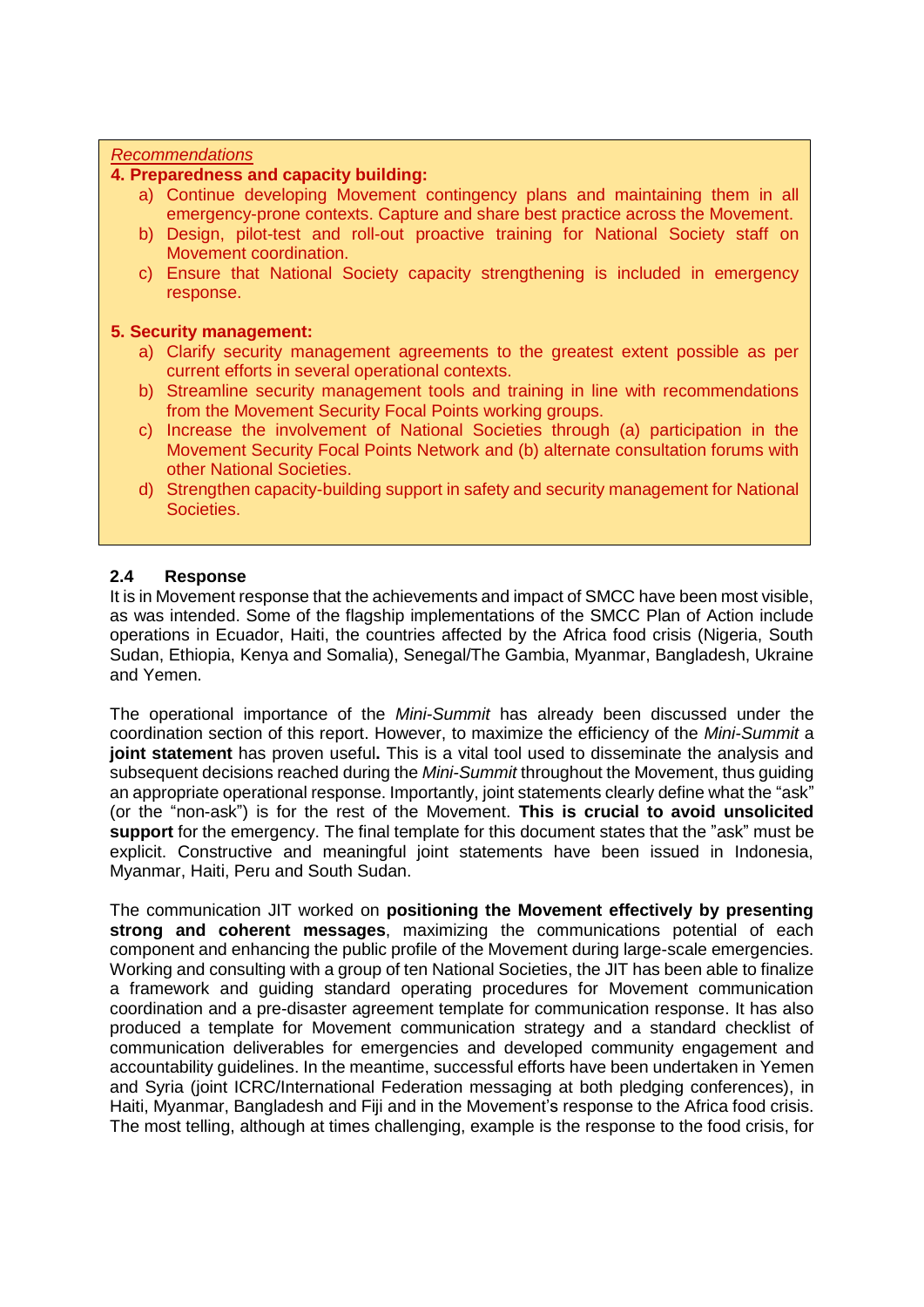*Recommendations*

**4. Preparedness and capacity building:**

a) Continue developing Movement contingency plans and maintaining them in all emergency-prone contexts. Capture and share best practice across the Movement.
b) Design, pilot-test and roll-out proactive training for National Society staff on Movement coordination.
c) Ensure that National Society capacity strengthening is included in emergency response.

**5. Security management:**

a) Clarify security management agreements to the greatest extent possible as per current efforts in several operational contexts.
b) Streamline security management tools and training in line with recommendations from the Movement Security Focal Points working groups.
c) Increase the involvement of National Societies through (a) participation in the Movement Security Focal Points Network and (b) alternate consultation forums with other National Societies.
d) Strengthen capacity-building support in safety and security management for National Societies.

## 2.4 Response

It is in Movement response that the achievements and impact of SMCC have been most visible, as was intended. Some of the flagship implementations of the SMCC Plan of Action include operations in Ecuador, Haiti, the countries affected by the Africa food crisis (Nigeria, South Sudan, Ethiopia, Kenya and Somalia), Senegal/The Gambia, Myanmar, Bangladesh, Ukraine and Yemen.

The operational importance of the *Mini-Summit* has already been discussed under the coordination section of this report. However, to maximize the efficiency of the *Mini-Summit* a **joint statement** has proven useful**.** This is a vital tool used to disseminate the analysis and subsequent decisions reached during the *Mini-Summit* throughout the Movement, thus guiding an appropriate operational response. Importantly, joint statements clearly define what the "ask" (or the "non-ask") is for the rest of the Movement. **This is crucial to avoid unsolicited support** for the emergency. The final template for this document states that the "ask" must be explicit. Constructive and meaningful joint statements have been issued in Indonesia, Myanmar, Haiti, Peru and South Sudan.

The communication JIT worked on **positioning the Movement effectively by presenting strong and coherent messages**, maximizing the communications potential of each component and enhancing the public profile of the Movement during large-scale emergencies. Working and consulting with a group of ten National Societies, the JIT has been able to finalize a framework and guiding standard operating procedures for Movement communication coordination and a pre-disaster agreement template for communication response. It has also produced a template for Movement communication strategy and a standard checklist of communication deliverables for emergencies and developed community engagement and accountability guidelines. In the meantime, successful efforts have been undertaken in Yemen and Syria (joint ICRC/International Federation messaging at both pledging conferences), in Haiti, Myanmar, Bangladesh and Fiji and in the Movement's response to the Africa food crisis. The most telling, although at times challenging, example is the response to the food crisis, for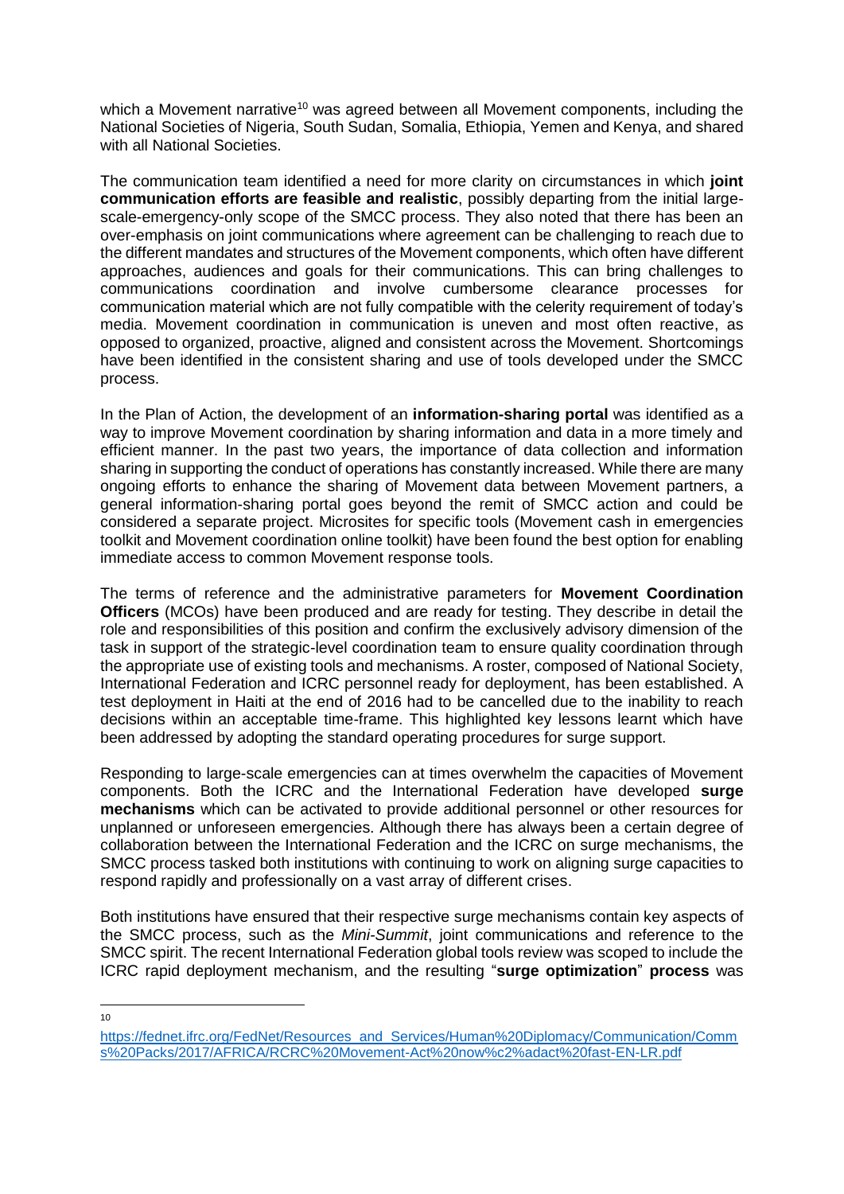which a Movement narrative[10] was agreed between all Movement components, including the National Societies of Nigeria, South Sudan, Somalia, Ethiopia, Yemen and Kenya, and shared with all National Societies.

The communication team identified a need for more clarity on circumstances in which **joint communication efforts are feasible and realistic**, possibly departing from the initial large-scale-emergency-only scope of the SMCC process. They also noted that there has been an over-emphasis on joint communications where agreement can be challenging to reach due to the different mandates and structures of the Movement components, which often have different approaches, audiences and goals for their communications. This can bring challenges to communications coordination and involve cumbersome clearance processes for communication material which are not fully compatible with the celerity requirement of today's media. Movement coordination in communication is uneven and most often reactive, as opposed to organized, proactive, aligned and consistent across the Movement. Shortcomings have been identified in the consistent sharing and use of tools developed under the SMCC process.

In the Plan of Action, the development of an **information-sharing portal** was identified as a way to improve Movement coordination by sharing information and data in a more timely and efficient manner. In the past two years, the importance of data collection and information sharing in supporting the conduct of operations has constantly increased. While there are many ongoing efforts to enhance the sharing of Movement data between Movement partners, a general information-sharing portal goes beyond the remit of SMCC action and could be considered a separate project. Microsites for specific tools (Movement cash in emergencies toolkit and Movement coordination online toolkit) have been found the best option for enabling immediate access to common Movement response tools.

The terms of reference and the administrative parameters for **Movement Coordination Officers** (MCOs) have been produced and are ready for testing. They describe in detail the role and responsibilities of this position and confirm the exclusively advisory dimension of the task in support of the strategic-level coordination team to ensure quality coordination through the appropriate use of existing tools and mechanisms. A roster, composed of National Society, International Federation and ICRC personnel ready for deployment, has been established. A test deployment in Haiti at the end of 2016 had to be cancelled due to the inability to reach decisions within an acceptable time-frame. This highlighted key lessons learnt which have been addressed by adopting the standard operating procedures for surge support.

Responding to large-scale emergencies can at times overwhelm the capacities of Movement components. Both the ICRC and the International Federation have developed **surge mechanisms** which can be activated to provide additional personnel or other resources for unplanned or unforeseen emergencies. Although there has always been a certain degree of collaboration between the International Federation and the ICRC on surge mechanisms, the SMCC process tasked both institutions with continuing to work on aligning surge capacities to respond rapidly and professionally on a vast array of different crises.

Both institutions have ensured that their respective surge mechanisms contain key aspects of the SMCC process, such as the *Mini-Summit*, joint communications and reference to the SMCC spirit. The recent International Federation global tools review was scoped to include the ICRC rapid deployment mechanism, and the resulting "**surge optimization**" **process** was

---

[10] https://fednet.ifrc.org/FedNet/Resources_and_Services/Human%20Diplomacy/Communication/Comms%20Packs/2017/AFRICA/RCRC%20Movement-Act%20now%2c%20act%20fast-EN-LR.pdf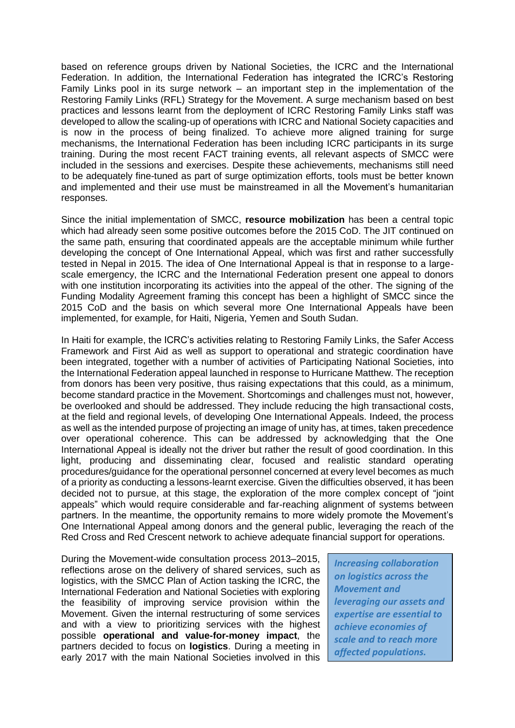based on reference groups driven by National Societies, the ICRC and the International Federation. In addition, the International Federation has integrated the ICRC's Restoring Family Links pool in its surge network – an important step in the implementation of the Restoring Family Links (RFL) Strategy for the Movement. A surge mechanism based on best practices and lessons learnt from the deployment of ICRC Restoring Family Links staff was developed to allow the scaling-up of operations with ICRC and National Society capacities and is now in the process of being finalized. To achieve more aligned training for surge mechanisms, the International Federation has been including ICRC participants in its surge training. During the most recent FACT training events, all relevant aspects of SMCC were included in the sessions and exercises. Despite these achievements, mechanisms still need to be adequately fine-tuned as part of surge optimization efforts, tools must be better known and implemented and their use must be mainstreamed in all the Movement's humanitarian responses.

Since the initial implementation of SMCC, **resource mobilization** has been a central topic which had already seen some positive outcomes before the 2015 CoD. The JIT continued on the same path, ensuring that coordinated appeals are the acceptable minimum while further developing the concept of One International Appeal, which was first and rather successfully tested in Nepal in 2015. The idea of One International Appeal is that in response to a large-scale emergency, the ICRC and the International Federation present one appeal to donors with one institution incorporating its activities into the appeal of the other. The signing of the Funding Modality Agreement framing this concept has been a highlight of SMCC since the 2015 CoD and the basis on which several more One International Appeals have been implemented, for example, for Haiti, Nigeria, Yemen and South Sudan.

In Haiti for example, the ICRC's activities relating to Restoring Family Links, the Safer Access Framework and First Aid as well as support to operational and strategic coordination have been integrated, together with a number of activities of Participating National Societies, into the International Federation appeal launched in response to Hurricane Matthew. The reception from donors has been very positive, thus raising expectations that this could, as a minimum, become standard practice in the Movement. Shortcomings and challenges must not, however, be overlooked and should be addressed. They include reducing the high transactional costs, at the field and regional levels, of developing One International Appeals. Indeed, the process as well as the intended purpose of projecting an image of unity has, at times, taken precedence over operational coherence. This can be addressed by acknowledging that the One International Appeal is ideally not the driver but rather the result of good coordination. In this light, producing and disseminating clear, focused and realistic standard operating procedures/guidance for the operational personnel concerned at every level becomes as much of a priority as conducting a lessons-learnt exercise. Given the difficulties observed, it has been decided not to pursue, at this stage, the exploration of the more complex concept of "joint appeals" which would require considerable and far-reaching alignment of systems between partners. In the meantime, the opportunity remains to more widely promote the Movement's One International Appeal among donors and the general public, leveraging the reach of the Red Cross and Red Crescent network to achieve adequate financial support for operations.

During the Movement-wide consultation process 2013–2015, reflections arose on the delivery of shared services, such as logistics, with the SMCC Plan of Action tasking the ICRC, the International Federation and National Societies with exploring the feasibility of improving service provision within the Movement. Given the internal restructuring of some services and with a view to prioritizing services with the highest possible **operational and value-for-money impact**, the partners decided to focus on **logistics**. During a meeting in early 2017 with the main National Societies involved in this

***Increasing collaboration on logistics across the Movement and leveraging our assets and expertise are essential to achieve economies of scale and to reach more affected populations.***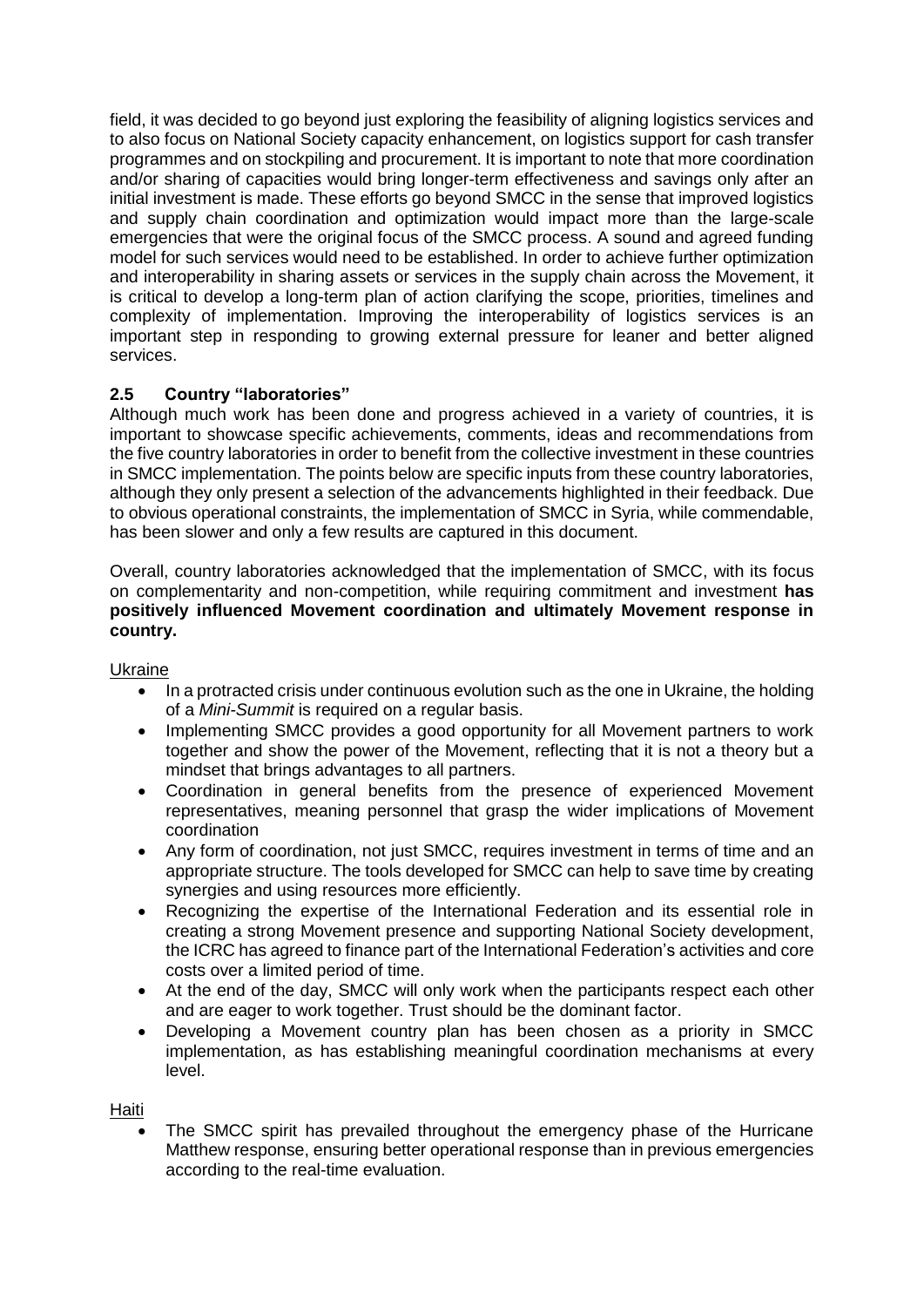field, it was decided to go beyond just exploring the feasibility of aligning logistics services and to also focus on National Society capacity enhancement, on logistics support for cash transfer programmes and on stockpiling and procurement. It is important to note that more coordination and/or sharing of capacities would bring longer-term effectiveness and savings only after an initial investment is made. These efforts go beyond SMCC in the sense that improved logistics and supply chain coordination and optimization would impact more than the large-scale emergencies that were the original focus of the SMCC process. A sound and agreed funding model for such services would need to be established. In order to achieve further optimization and interoperability in sharing assets or services in the supply chain across the Movement, it is critical to develop a long-term plan of action clarifying the scope, priorities, timelines and complexity of implementation. Improving the interoperability of logistics services is an important step in responding to growing external pressure for leaner and better aligned services.

### 2.5 Country "laboratories"

Although much work has been done and progress achieved in a variety of countries, it is important to showcase specific achievements, comments, ideas and recommendations from the five country laboratories in order to benefit from the collective investment in these countries in SMCC implementation. The points below are specific inputs from these country laboratories, although they only present a selection of the advancements highlighted in their feedback. Due to obvious operational constraints, the implementation of SMCC in Syria, while commendable, has been slower and only a few results are captured in this document.

Overall, country laboratories acknowledged that the implementation of SMCC, with its focus on complementarity and non-competition, while requiring commitment and investment **has positively influenced Movement coordination and ultimately Movement response in country.**

Ukraine

- In a protracted crisis under continuous evolution such as the one in Ukraine, the holding of a *Mini-Summit* is required on a regular basis.
- Implementing SMCC provides a good opportunity for all Movement partners to work together and show the power of the Movement, reflecting that it is not a theory but a mindset that brings advantages to all partners.
- Coordination in general benefits from the presence of experienced Movement representatives, meaning personnel that grasp the wider implications of Movement coordination
- Any form of coordination, not just SMCC, requires investment in terms of time and an appropriate structure. The tools developed for SMCC can help to save time by creating synergies and using resources more efficiently.
- Recognizing the expertise of the International Federation and its essential role in creating a strong Movement presence and supporting National Society development, the ICRC has agreed to finance part of the International Federation's activities and core costs over a limited period of time.
- At the end of the day, SMCC will only work when the participants respect each other and are eager to work together. Trust should be the dominant factor.
- Developing a Movement country plan has been chosen as a priority in SMCC implementation, as has establishing meaningful coordination mechanisms at every level.

Haiti

- The SMCC spirit has prevailed throughout the emergency phase of the Hurricane Matthew response, ensuring better operational response than in previous emergencies according to the real-time evaluation.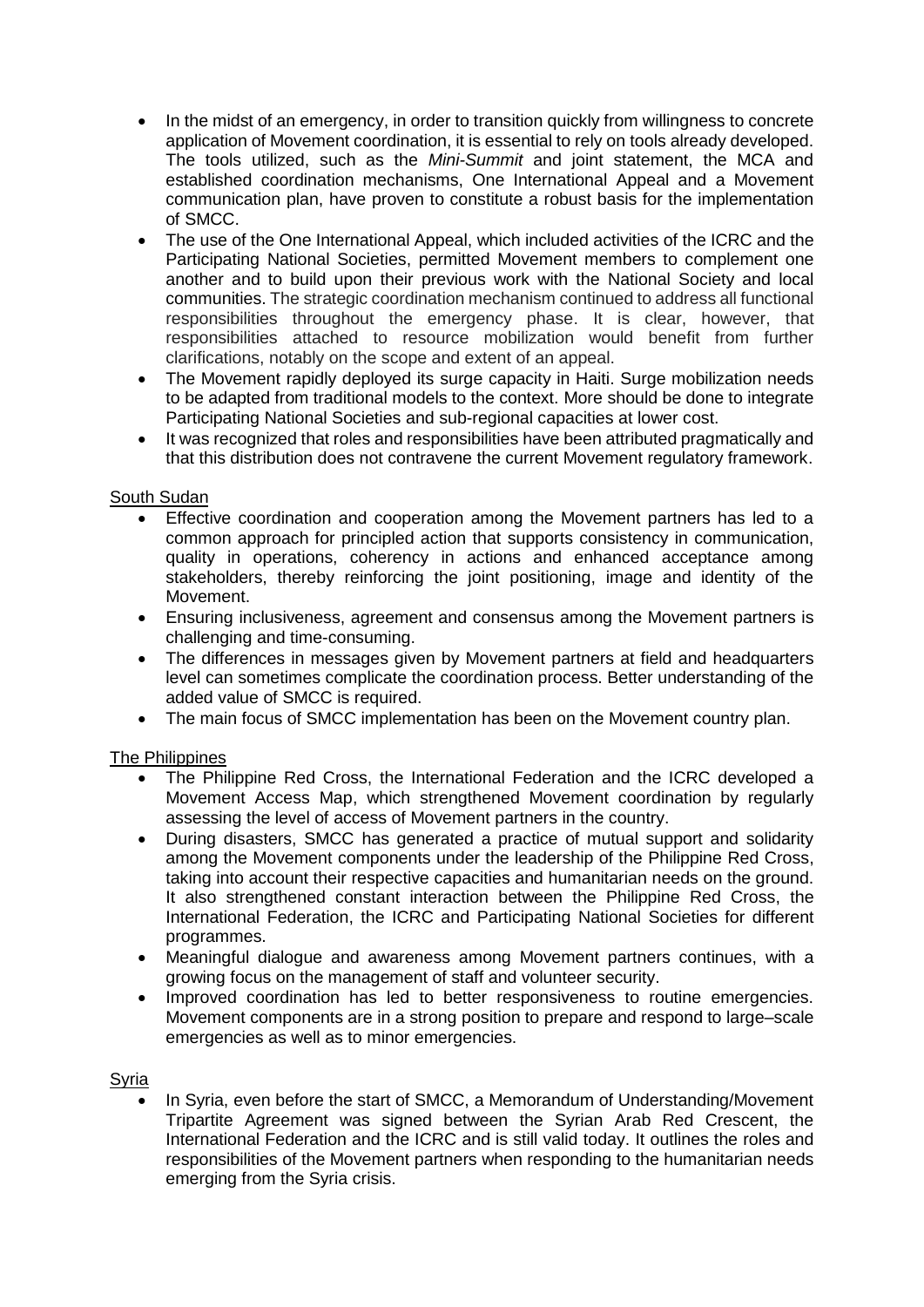- In the midst of an emergency, in order to transition quickly from willingness to concrete application of Movement coordination, it is essential to rely on tools already developed. The tools utilized, such as the *Mini-Summit* and joint statement, the MCA and established coordination mechanisms, One International Appeal and a Movement communication plan, have proven to constitute a robust basis for the implementation of SMCC.
- The use of the One International Appeal, which included activities of the ICRC and the Participating National Societies, permitted Movement members to complement one another and to build upon their previous work with the National Society and local communities. The strategic coordination mechanism continued to address all functional responsibilities throughout the emergency phase. It is clear, however, that responsibilities attached to resource mobilization would benefit from further clarifications, notably on the scope and extent of an appeal.
- The Movement rapidly deployed its surge capacity in Haiti. Surge mobilization needs to be adapted from traditional models to the context. More should be done to integrate Participating National Societies and sub-regional capacities at lower cost.
- It was recognized that roles and responsibilities have been attributed pragmatically and that this distribution does not contravene the current Movement regulatory framework.

South Sudan

- Effective coordination and cooperation among the Movement partners has led to a common approach for principled action that supports consistency in communication, quality in operations, coherency in actions and enhanced acceptance among stakeholders, thereby reinforcing the joint positioning, image and identity of the Movement.
- Ensuring inclusiveness, agreement and consensus among the Movement partners is challenging and time-consuming.
- The differences in messages given by Movement partners at field and headquarters level can sometimes complicate the coordination process. Better understanding of the added value of SMCC is required.
- The main focus of SMCC implementation has been on the Movement country plan.

The Philippines

- The Philippine Red Cross, the International Federation and the ICRC developed a Movement Access Map, which strengthened Movement coordination by regularly assessing the level of access of Movement partners in the country.
- During disasters, SMCC has generated a practice of mutual support and solidarity among the Movement components under the leadership of the Philippine Red Cross, taking into account their respective capacities and humanitarian needs on the ground. It also strengthened constant interaction between the Philippine Red Cross, the International Federation, the ICRC and Participating National Societies for different programmes.
- Meaningful dialogue and awareness among Movement partners continues, with a growing focus on the management of staff and volunteer security.
- Improved coordination has led to better responsiveness to routine emergencies. Movement components are in a strong position to prepare and respond to large–scale emergencies as well as to minor emergencies.

Syria

- In Syria, even before the start of SMCC, a Memorandum of Understanding/Movement Tripartite Agreement was signed between the Syrian Arab Red Crescent, the International Federation and the ICRC and is still valid today. It outlines the roles and responsibilities of the Movement partners when responding to the humanitarian needs emerging from the Syria crisis.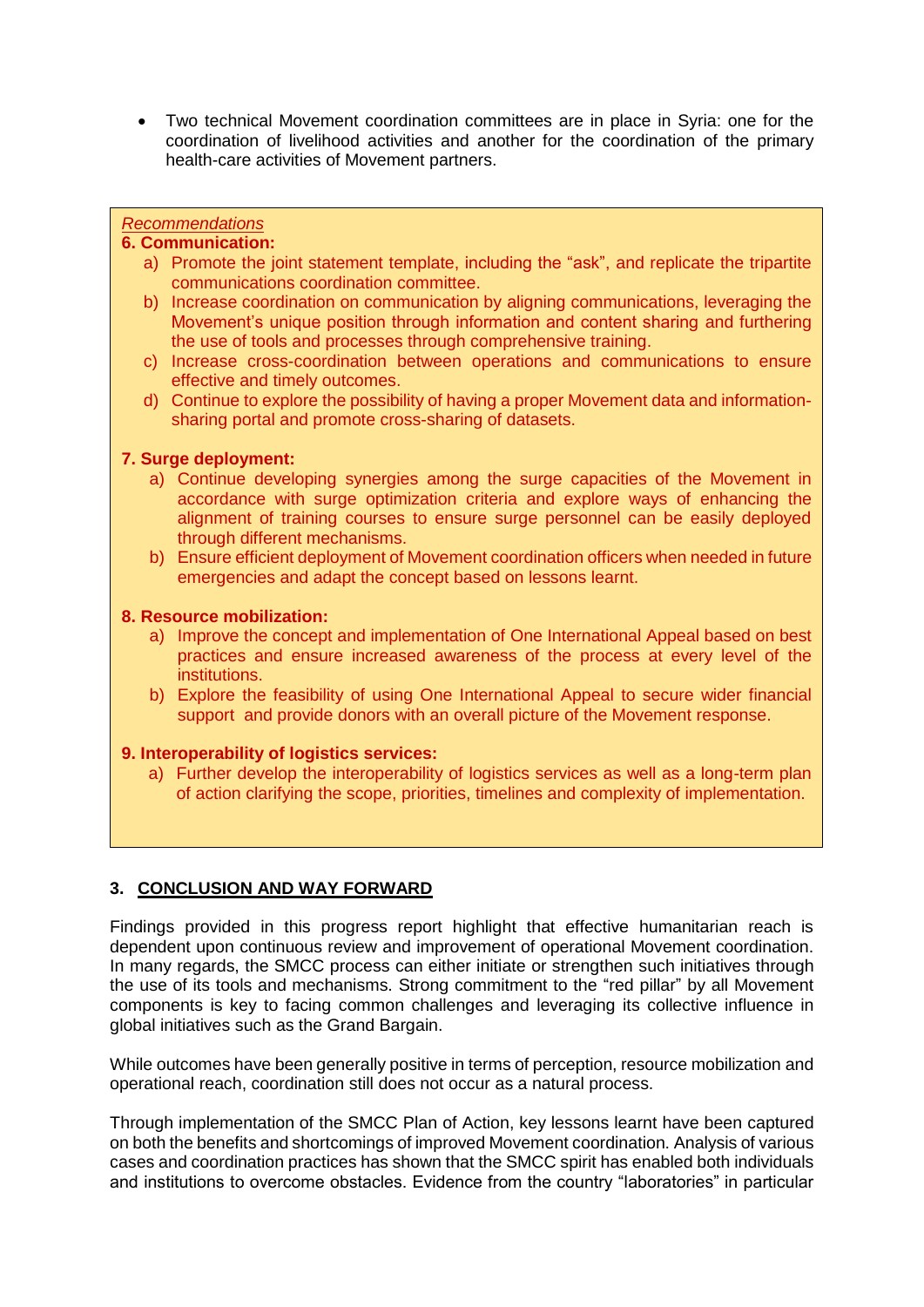- Two technical Movement coordination committees are in place in Syria: one for the coordination of livelihood activities and another for the coordination of the primary health-care activities of Movement partners.

*Recommendations*

**6. Communication:**

a) Promote the joint statement template, including the "ask", and replicate the tripartite communications coordination committee.
b) Increase coordination on communication by aligning communications, leveraging the Movement's unique position through information and content sharing and furthering the use of tools and processes through comprehensive training.
c) Increase cross-coordination between operations and communications to ensure effective and timely outcomes.
d) Continue to explore the possibility of having a proper Movement data and information-sharing portal and promote cross-sharing of datasets.

**7. Surge deployment:**

a) Continue developing synergies among the surge capacities of the Movement in accordance with surge optimization criteria and explore ways of enhancing the alignment of training courses to ensure surge personnel can be easily deployed through different mechanisms.
b) Ensure efficient deployment of Movement coordination officers when needed in future emergencies and adapt the concept based on lessons learnt.

**8. Resource mobilization:**

a) Improve the concept and implementation of One International Appeal based on best practices and ensure increased awareness of the process at every level of the institutions.
b) Explore the feasibility of using One International Appeal to secure wider financial support and provide donors with an overall picture of the Movement response.

**9. Interoperability of logistics services:**

a) Further develop the interoperability of logistics services as well as a long-term plan of action clarifying the scope, priorities, timelines and complexity of implementation.

## 3. CONCLUSION AND WAY FORWARD

Findings provided in this progress report highlight that effective humanitarian reach is dependent upon continuous review and improvement of operational Movement coordination. In many regards, the SMCC process can either initiate or strengthen such initiatives through the use of its tools and mechanisms. Strong commitment to the "red pillar" by all Movement components is key to facing common challenges and leveraging its collective influence in global initiatives such as the Grand Bargain.

While outcomes have been generally positive in terms of perception, resource mobilization and operational reach, coordination still does not occur as a natural process.

Through implementation of the SMCC Plan of Action, key lessons learnt have been captured on both the benefits and shortcomings of improved Movement coordination. Analysis of various cases and coordination practices has shown that the SMCC spirit has enabled both individuals and institutions to overcome obstacles. Evidence from the country "laboratories" in particular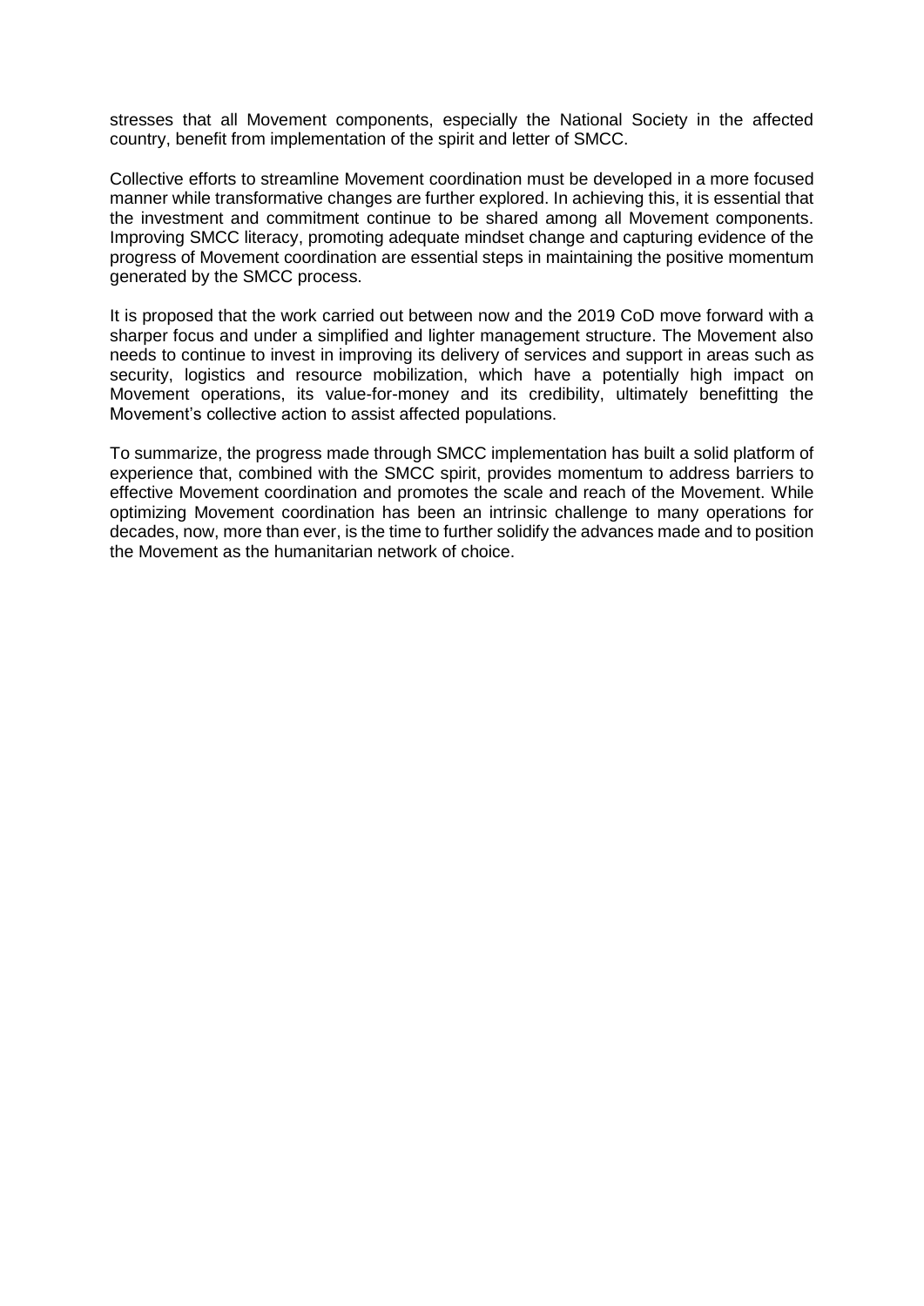stresses that all Movement components, especially the National Society in the affected country, benefit from implementation of the spirit and letter of SMCC.

Collective efforts to streamline Movement coordination must be developed in a more focused manner while transformative changes are further explored. In achieving this, it is essential that the investment and commitment continue to be shared among all Movement components. Improving SMCC literacy, promoting adequate mindset change and capturing evidence of the progress of Movement coordination are essential steps in maintaining the positive momentum generated by the SMCC process.

It is proposed that the work carried out between now and the 2019 CoD move forward with a sharper focus and under a simplified and lighter management structure. The Movement also needs to continue to invest in improving its delivery of services and support in areas such as security, logistics and resource mobilization, which have a potentially high impact on Movement operations, its value-for-money and its credibility, ultimately benefitting the Movement's collective action to assist affected populations.

To summarize, the progress made through SMCC implementation has built a solid platform of experience that, combined with the SMCC spirit, provides momentum to address barriers to effective Movement coordination and promotes the scale and reach of the Movement. While optimizing Movement coordination has been an intrinsic challenge to many operations for decades, now, more than ever, is the time to further solidify the advances made and to position the Movement as the humanitarian network of choice.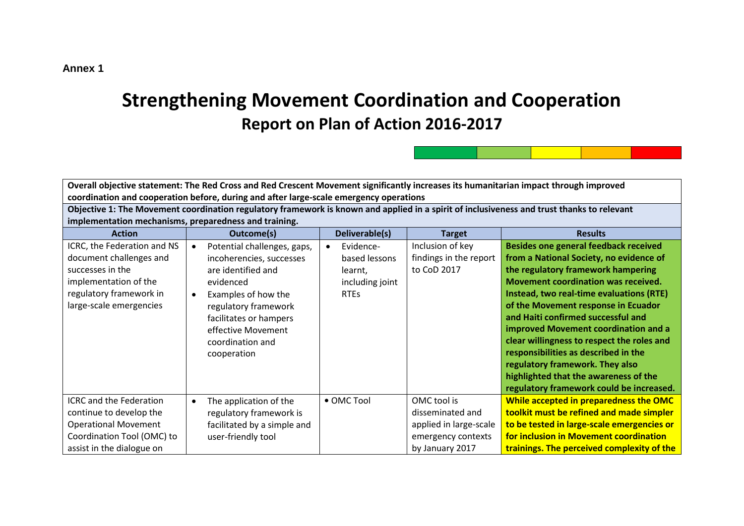**Annex 1**

# Strengthening Movement Coordination and Cooperation

## Report on Plan of Action 2016-2017

| Overall objective statement: The Red Cross and Red Crescent Movement significantly increases its humanitarian impact through improved coordination and cooperation before, during and after large-scale emergency operations | | | | |
|---|---|---|---|---|
| **Objective 1: The Movement coordination regulatory framework is known and applied in a spirit of inclusiveness and trust thanks to relevant implementation mechanisms, preparedness and training.** | | | | |
| **Action** | **Outcome(s)** | **Deliverable(s)** | **Target** | **Results** |
| ICRC, the Federation and NS document challenges and successes in the implementation of the regulatory framework in large-scale emergencies | • Potential challenges, gaps, incoherencies, successes are identified and evidenced<br>• Examples of how the regulatory framework facilitates or hampers effective Movement coordination and cooperation | • Evidence-based lessons learnt, including joint RTEs | Inclusion of key findings in the report to CoD 2017 | **Besides one general feedback received from a National Society, no evidence of the regulatory framework hampering Movement coordination was received. Instead, two real-time evaluations (RTE) of the Movement response in Ecuador and Haiti confirmed successful and improved Movement coordination and a clear willingness to respect the roles and responsibilities as described in the regulatory framework. They also highlighted that the awareness of the regulatory framework could be increased.** |
| ICRC and the Federation continue to develop the Operational Movement Coordination Tool (OMC) to assist in the dialogue on | • The application of the regulatory framework is facilitated by a simple and user-friendly tool | • OMC Tool | OMC tool is disseminated and applied in large-scale emergency contexts by January 2017 | **While accepted in preparedness the OMC toolkit must be refined and made simpler to be tested in large-scale emergencies or for inclusion in Movement coordination trainings. The perceived complexity of the** |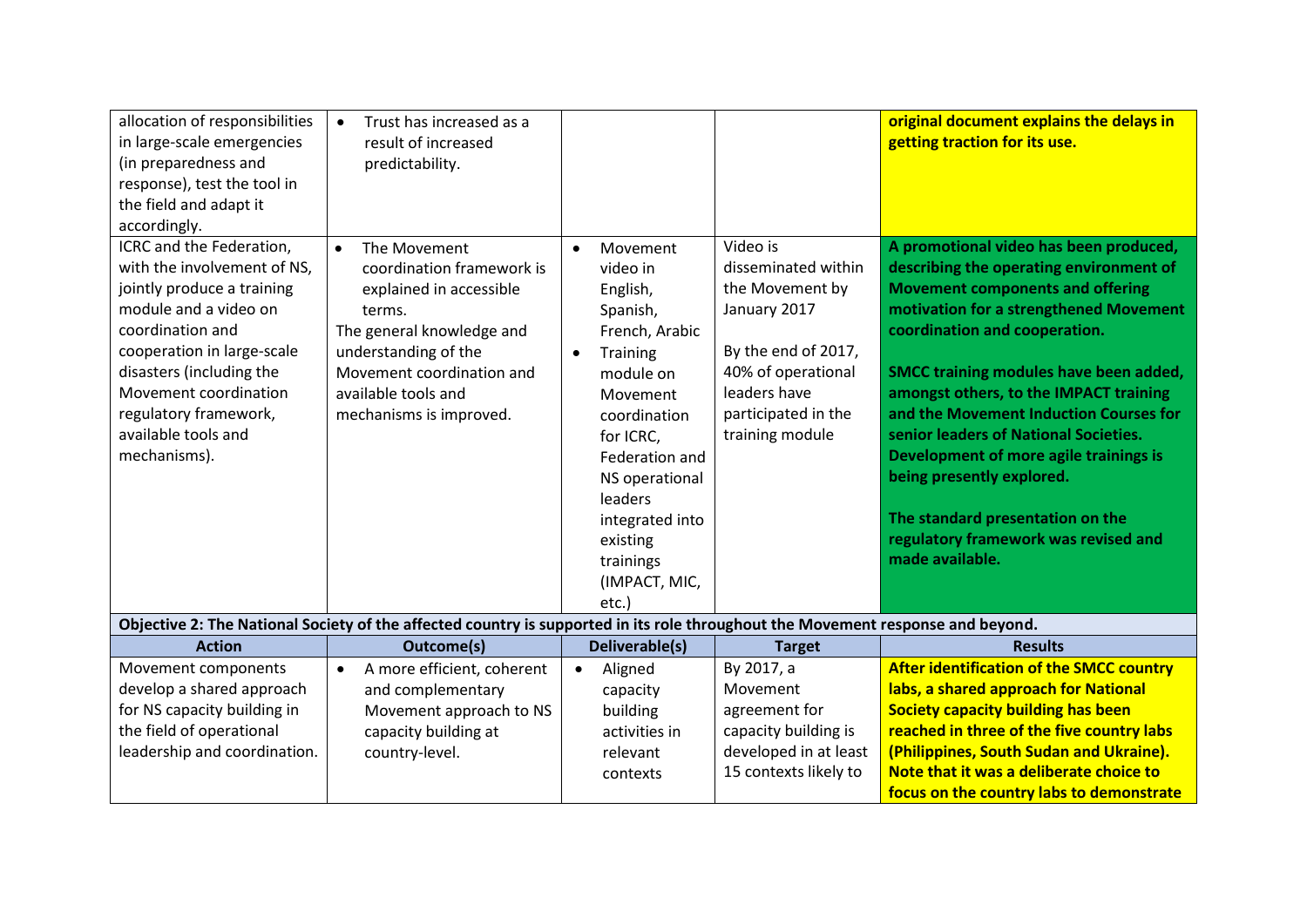| | | | | |
|---|---|---|---|---|
| allocation of responsibilities in large-scale emergencies (in preparedness and response), test the tool in the field and adapt it accordingly. | • Trust has increased as a result of increased predictability. | | | **original document explains the delays in getting traction for its use.** |
| ICRC and the Federation, with the involvement of NS, jointly produce a training module and a video on coordination and cooperation in large-scale disasters (including the Movement coordination regulatory framework, available tools and mechanisms). | • The Movement coordination framework is explained in accessible terms.<br>The general knowledge and understanding of the Movement coordination and available tools and mechanisms is improved. | • Movement video in English, Spanish, French, Arabic<br>• Training module on Movement coordination for ICRC, Federation and NS operational leaders integrated into existing trainings (IMPACT, MIC, etc.) | Video is disseminated within the Movement by January 2017<br><br>By the end of 2017, 40% of operational leaders have participated in the training module | **A promotional video has been produced, describing the operating environment of Movement components and offering motivation for a strengthened Movement coordination and cooperation.**<br><br>**SMCC training modules have been added, amongst others, to the IMPACT training and the Movement Induction Courses for senior leaders of National Societies. Development of more agile trainings is being presently explored.**<br><br>**The standard presentation on the regulatory framework was revised and made available.** |
| **Objective 2: The National Society of the affected country is supported in its role throughout the Movement response and beyond.** | | | | |
| **Action** | **Outcome(s)** | **Deliverable(s)** | **Target** | **Results** |
| Movement components develop a shared approach for NS capacity building in the field of operational leadership and coordination. | • A more efficient, coherent and complementary Movement approach to NS capacity building at country-level. | • Aligned capacity building activities in relevant contexts | By 2017, a Movement agreement for capacity building is developed in at least 15 contexts likely to | **After identification of the SMCC country labs, a shared approach for National Society capacity building has been reached in three of the five country labs (Philippines, South Sudan and Ukraine). Note that it was a deliberate choice to focus on the country labs to demonstrate** |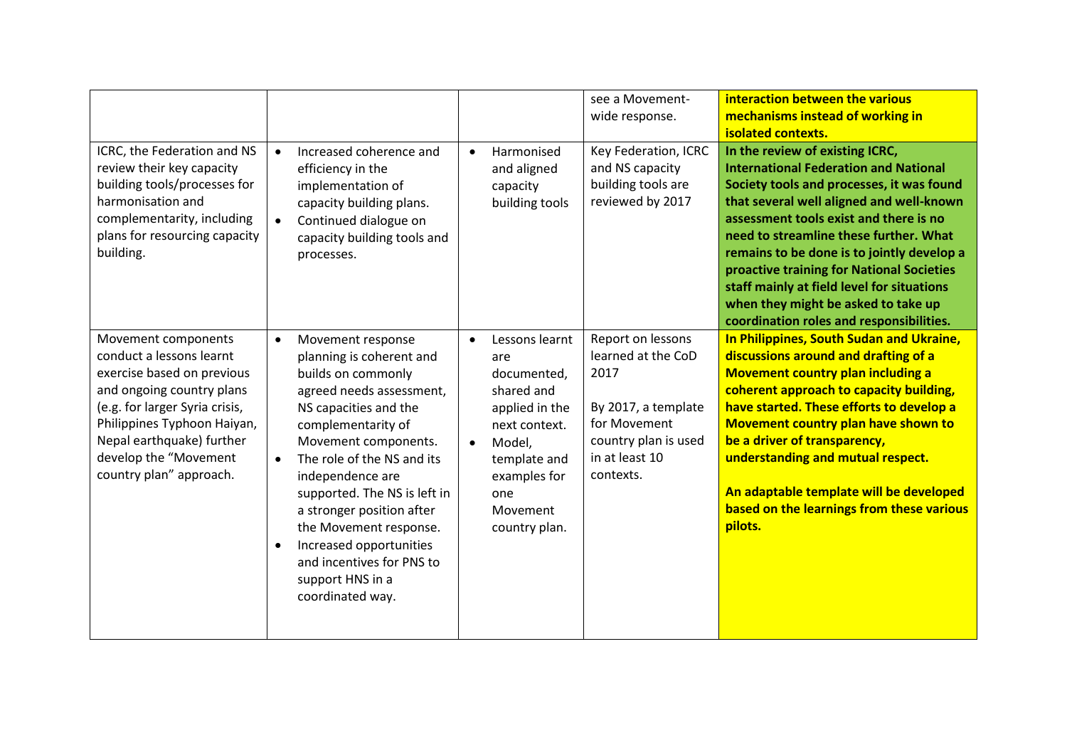| | | | | |
|---|---|---|---|---|
| | | | see a Movement-wide response. | **interaction between the various mechanisms instead of working in isolated contexts.** |
| ICRC, the Federation and NS review their key capacity building tools/processes for harmonisation and complementarity, including plans for resourcing capacity building. | • Increased coherence and efficiency in the implementation of capacity building plans.<br>• Continued dialogue on capacity building tools and processes. | • Harmonised and aligned capacity building tools | Key Federation, ICRC and NS capacity building tools are reviewed by 2017 | **In the review of existing ICRC, International Federation and National Society tools and processes, it was found that several well aligned and well-known assessment tools exist and there is no need to streamline these further. What remains to be done is to jointly develop a proactive training for National Societies staff mainly at field level for situations when they might be asked to take up coordination roles and responsibilities.** |
| Movement components conduct a lessons learnt exercise based on previous and ongoing country plans (e.g. for larger Syria crisis, Philippines Typhoon Haiyan, Nepal earthquake) further develop the "Movement country plan" approach. | • Movement response planning is coherent and builds on commonly agreed needs assessment, NS capacities and the complementarity of Movement components.<br>• The role of the NS and its independence are supported. The NS is left in a stronger position after the Movement response.<br>• Increased opportunities and incentives for PNS to support HNS in a coordinated way. | • Lessons learnt are documented, shared and applied in the next context.<br>• Model, template and examples for one Movement country plan. | Report on lessons learned at the CoD 2017<br><br>By 2017, a template for Movement country plan is used in at least 10 contexts. | **In Philippines, South Sudan and Ukraine, discussions around and drafting of a Movement country plan including a coherent approach to capacity building, have started. These efforts to develop a Movement country plan have shown to be a driver of transparency, understanding and mutual respect.**<br><br>**An adaptable template will be developed based on the learnings from these various pilots.** |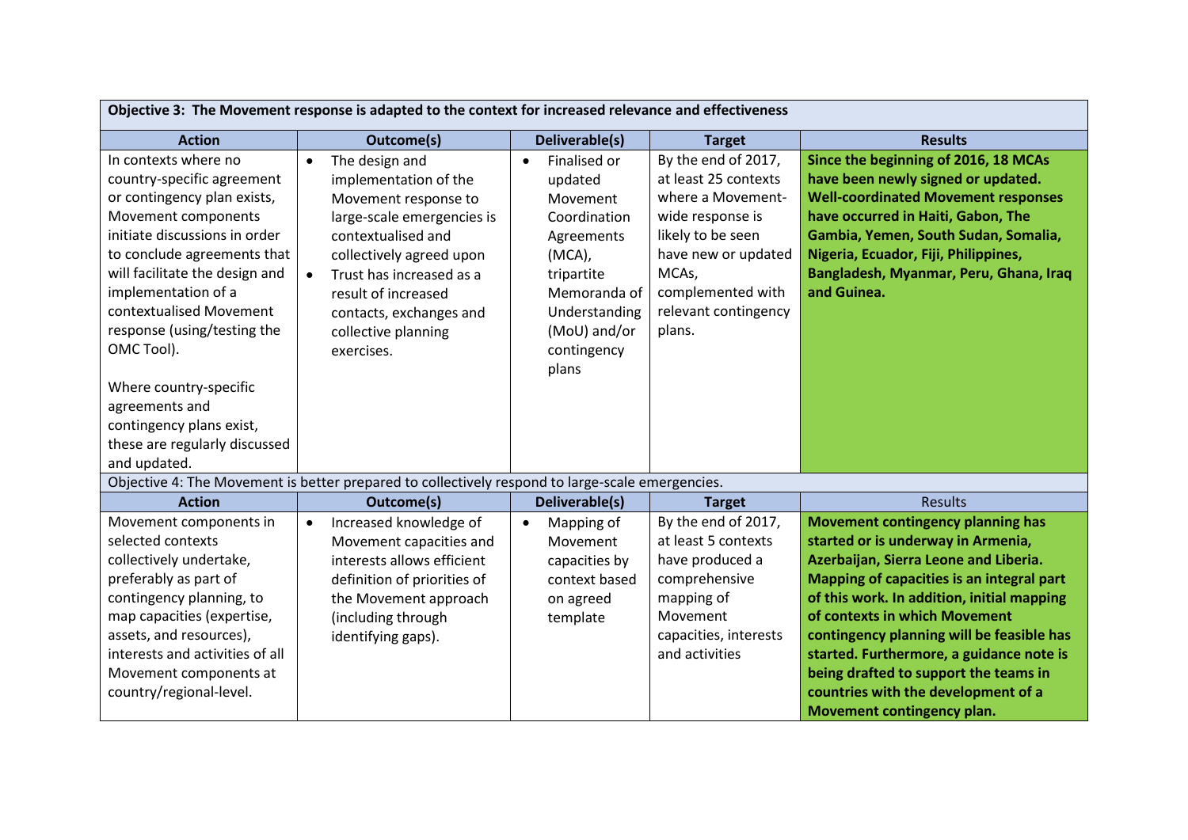| **Objective 3: The Movement response is adapted to the context for increased relevance and effectiveness** | | | | |
|---|---|---|---|---|
| **Action** | **Outcome(s)** | **Deliverable(s)** | **Target** | **Results** |
| In contexts where no country-specific agreement or contingency plan exists, Movement components initiate discussions in order to conclude agreements that will facilitate the design and implementation of a contextualised Movement response (using/testing the OMC Tool).<br><br>Where country-specific agreements and contingency plans exist, these are regularly discussed and updated. | • The design and implementation of the Movement response to large-scale emergencies is contextualised and collectively agreed upon<br>• Trust has increased as a result of increased contacts, exchanges and collective planning exercises. | • Finalised or updated Movement Coordination Agreements (MCA), tripartite Memoranda of Understanding (MoU) and/or contingency plans | By the end of 2017, at least 25 contexts where a Movement-wide response is likely to be seen have new or updated MCAs, complemented with relevant contingency plans. | **Since the beginning of 2016, 18 MCAs have been newly signed or updated. Well-coordinated Movement responses have occurred in Haiti, Gabon, The Gambia, Yemen, South Sudan, Somalia, Nigeria, Ecuador, Fiji, Philippines, Bangladesh, Myanmar, Peru, Ghana, Iraq and Guinea.** |
| Objective 4: The Movement is better prepared to collectively respond to large-scale emergencies. | | | | |
| **Action** | **Outcome(s)** | **Deliverable(s)** | **Target** | Results |
| Movement components in selected contexts collectively undertake, preferably as part of contingency planning, to map capacities (expertise, assets, and resources), interests and activities of all Movement components at country/regional-level. | • Increased knowledge of Movement capacities and interests allows efficient definition of priorities of the Movement approach (including through identifying gaps). | • Mapping of Movement capacities by context based on agreed template | By the end of 2017, at least 5 contexts have produced a comprehensive mapping of Movement capacities, interests and activities | **Movement contingency planning has started or is underway in Armenia, Azerbaijan, Sierra Leone and Liberia. Mapping of capacities is an integral part of this work. In addition, initial mapping of contexts in which Movement contingency planning will be feasible has started. Furthermore, a guidance note is being drafted to support the teams in countries with the development of a Movement contingency plan.** |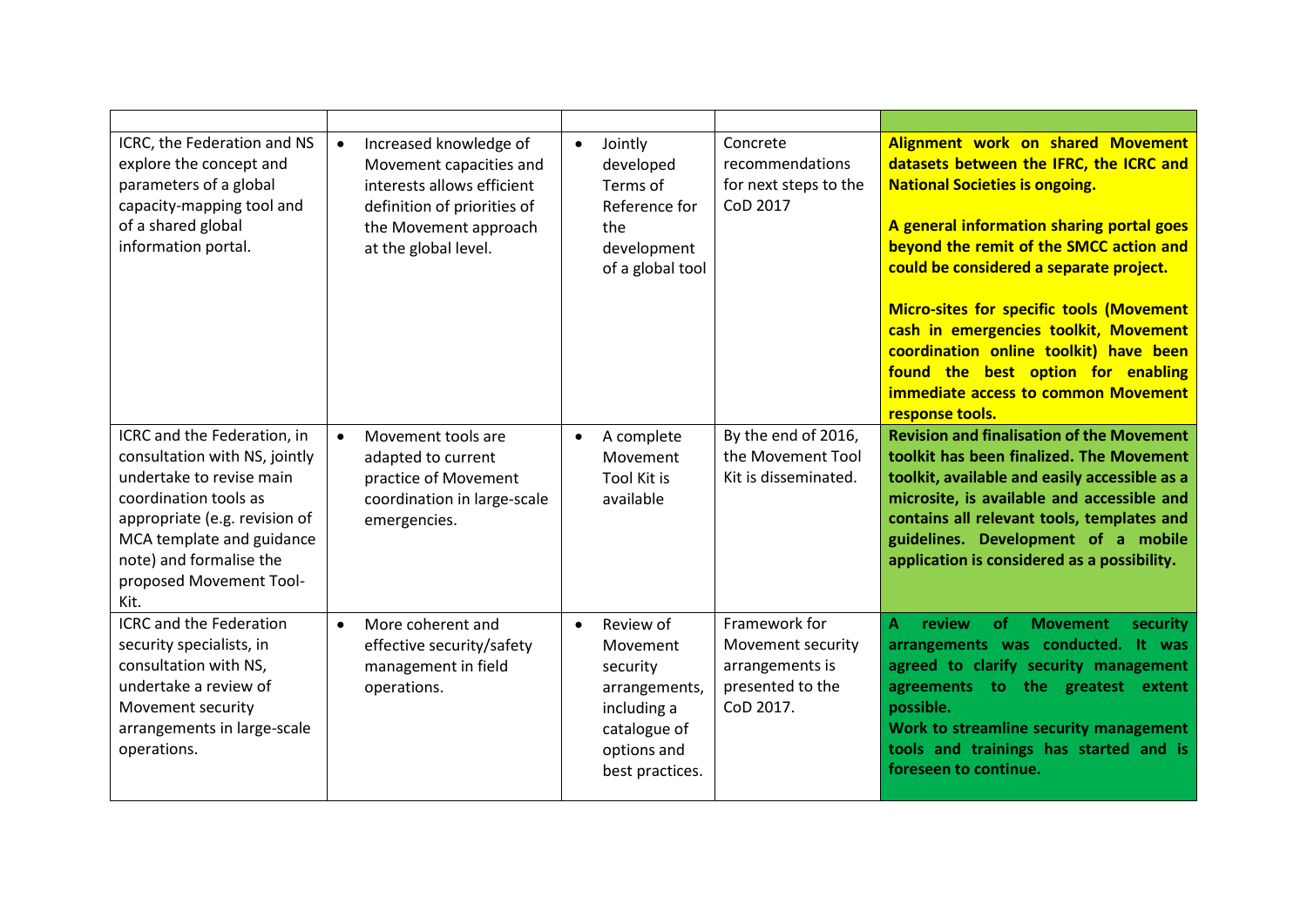| | | | | |
|---|---|---|---|---|
| ICRC, the Federation and NS explore the concept and parameters of a global capacity-mapping tool and of a shared global information portal. | • Increased knowledge of Movement capacities and interests allows efficient definition of priorities of the Movement approach at the global level. | • Jointly developed Terms of Reference for the development of a global tool | Concrete recommendations for next steps to the CoD 2017 | **Alignment work on shared Movement datasets between the IFRC, the ICRC and National Societies is ongoing.**<br><br>**A general information sharing portal goes beyond the remit of the SMCC action and could be considered a separate project.**<br><br>**Micro-sites for specific tools (Movement cash in emergencies toolkit, Movement coordination online toolkit) have been found the best option for enabling immediate access to common Movement response tools.** |
| ICRC and the Federation, in consultation with NS, jointly undertake to revise main coordination tools as appropriate (e.g. revision of MCA template and guidance note) and formalise the proposed Movement Tool-Kit. | • Movement tools are adapted to current practice of Movement coordination in large-scale emergencies. | • A complete Movement Tool Kit is available | By the end of 2016, the Movement Tool Kit is disseminated. | **Revision and finalisation of the Movement toolkit has been finalized. The Movement toolkit, available and easily accessible as a microsite, is available and accessible and contains all relevant tools, templates and guidelines. Development of a mobile application is considered as a possibility.** |
| ICRC and the Federation security specialists, in consultation with NS, undertake a review of Movement security arrangements in large-scale operations. | • More coherent and effective security/safety management in field operations. | • Review of Movement security arrangements, including a catalogue of options and best practices. | Framework for Movement security arrangements is presented to the CoD 2017. | **A review of Movement security arrangements was conducted. It was agreed to clarify security management agreements to the greatest extent possible.**<br>**Work to streamline security management tools and trainings has started and is foreseen to continue.** |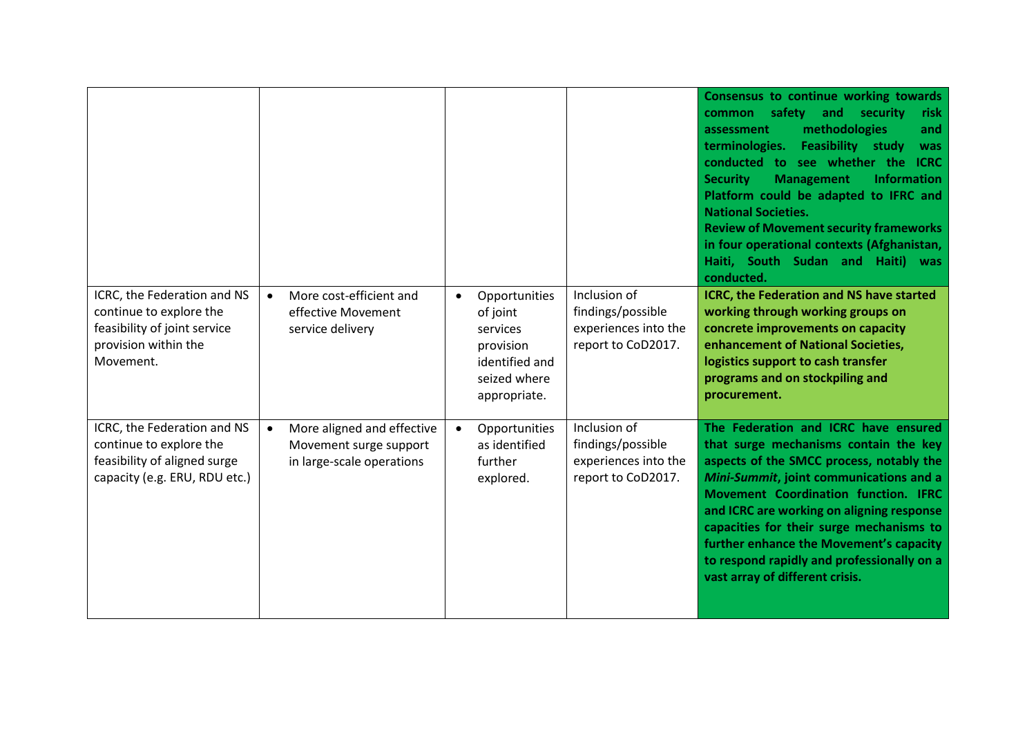| | | | | |
|---|---|---|---|---|
| | | | | **Consensus to continue working towards common safety and security risk assessment methodologies and terminologies. Feasibility study was conducted to see whether the ICRC Security Management Information Platform could be adapted to IFRC and National Societies.** <br> **Review of Movement security frameworks in four operational contexts (Afghanistan, Haiti, South Sudan and Haiti) was conducted.** |
| ICRC, the Federation and NS continue to explore the feasibility of joint service provision within the Movement. | • More cost-efficient and effective Movement service delivery | • Opportunities of joint services provision identified and seized where appropriate. | Inclusion of findings/possible experiences into the report to CoD2017. | **ICRC, the Federation and NS have started working through working groups on concrete improvements on capacity enhancement of National Societies, logistics support to cash transfer programs and on stockpiling and procurement.** |
| ICRC, the Federation and NS continue to explore the feasibility of aligned surge capacity (e.g. ERU, RDU etc.) | • More aligned and effective Movement surge support in large-scale operations | • Opportunities as identified further explored. | Inclusion of findings/possible experiences into the report to CoD2017. | **The Federation and ICRC have ensured that surge mechanisms contain the key aspects of the SMCC process, notably the *Mini-Summit*, joint communications and a Movement Coordination function. IFRC and ICRC are working on aligning response capacities for their surge mechanisms to further enhance the Movement's capacity to respond rapidly and professionally on a vast array of different crisis.** |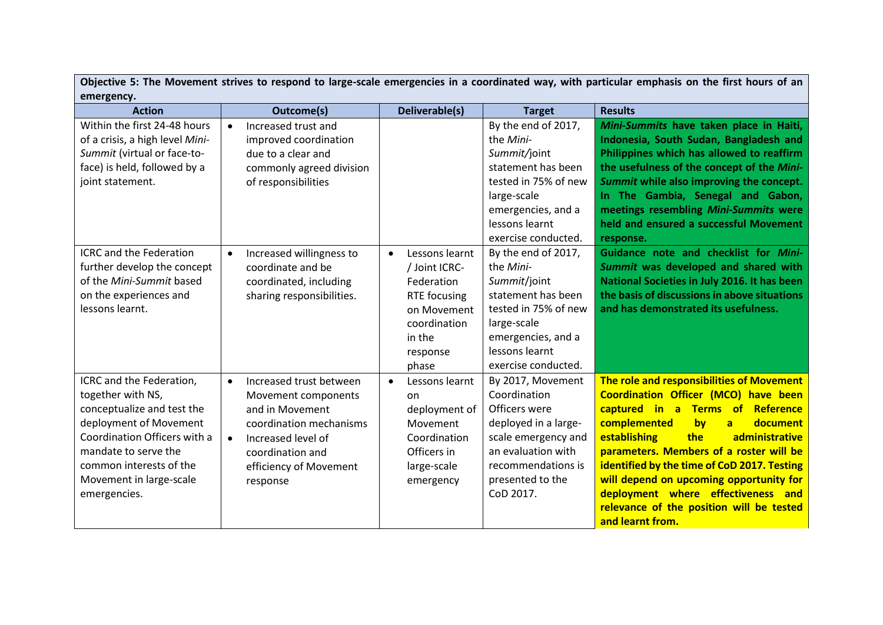| **Objective 5: The Movement strives to respond to large-scale emergencies in a coordinated way, with particular emphasis on the first hours of an emergency.** | | | | |
|---|---|---|---|---|
| **Action** | **Outcome(s)** | **Deliverable(s)** | **Target** | **Results** |
| Within the first 24-48 hours of a crisis, a high level *Mini-Summit* (virtual or face-to-face) is held, followed by a joint statement. | • Increased trust and improved coordination due to a clear and commonly agreed division of responsibilities | | By the end of 2017, the *Mini-Summit/*joint statement has been tested in 75% of new large-scale emergencies, and a lessons learnt exercise conducted. | ***Mini-Summits*** **have taken place in Haiti, Indonesia, South Sudan, Bangladesh and Philippines which has allowed to reaffirm the usefulness of the concept of the** ***Mini-Summit*** **while also improving the concept. In The Gambia, Senegal and Gabon, meetings resembling** ***Mini-Summits*** **were held and ensured a successful Movement response.** |
| ICRC and the Federation further develop the concept of the *Mini-Summit* based on the experiences and lessons learnt. | • Increased willingness to coordinate and be coordinated, including sharing responsibilities. | • Lessons learnt / Joint ICRC-Federation RTE focusing on Movement coordination in the response phase | By the end of 2017, the *Mini-Summit*/joint statement has been tested in 75% of new large-scale emergencies, and a lessons learnt exercise conducted. | **Guidance note and checklist for** ***Mini-Summit*** **was developed and shared with National Societies in July 2016. It has been the basis of discussions in above situations and has demonstrated its usefulness.** |
| ICRC and the Federation, together with NS, conceptualize and test the deployment of Movement Coordination Officers with a mandate to serve the common interests of the Movement in large-scale emergencies. | • Increased trust between Movement components and in Movement coordination mechanisms<br>• Increased level of coordination and efficiency of Movement response | • Lessons learnt on deployment of Movement Coordination Officers in large-scale emergency | By 2017, Movement Coordination Officers were deployed in a large-scale emergency and an evaluation with recommendations is presented to the CoD 2017. | **The role and responsibilities of Movement Coordination Officer (MCO) have been captured in a Terms of Reference complemented by a document establishing the administrative parameters. Members of a roster will be identified by the time of CoD 2017. Testing will depend on upcoming opportunity for deployment where effectiveness and relevance of the position will be tested and learnt from.** |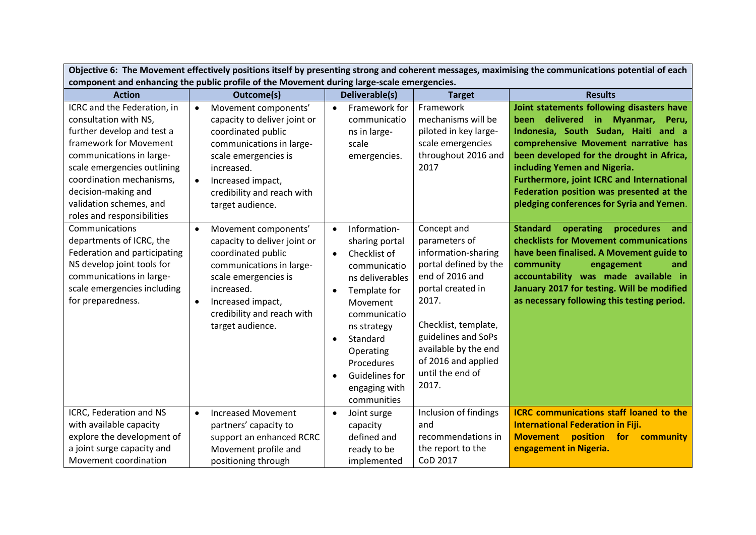| Objective 6: The Movement effectively positions itself by presenting strong and coherent messages, maximising the communications potential of each component and enhancing the public profile of the Movement during large-scale emergencies. | | | | |
|---|---|---|---|---|
| **Action** | **Outcome(s)** | **Deliverable(s)** | **Target** | **Results** |
| ICRC and the Federation, in consultation with NS, further develop and test a framework for Movement communications in large-scale emergencies outlining coordination mechanisms, decision-making and validation schemes, and roles and responsibilities | • Movement components' capacity to deliver joint or coordinated public communications in large-scale emergencies is increased.<br>• Increased impact, credibility and reach with target audience. | • Framework for communications in large-scale emergencies. | Framework mechanisms will be piloted in key large-scale emergencies throughout 2016 and 2017 | **Joint statements following disasters have been delivered in Myanmar, Peru, Indonesia, South Sudan, Haiti and a comprehensive Movement narrative has been developed for the drought in Africa, including Yemen and Nigeria.**<br>**Furthermore, joint ICRC and International Federation position was presented at the pledging conferences for Syria and Yemen**. |
| Communications departments of ICRC, the Federation and participating NS develop joint tools for communications in large-scale emergencies including for preparedness. | • Movement components' capacity to deliver joint or coordinated public communications in large-scale emergencies is increased.<br>• Increased impact, credibility and reach with target audience. | • Information-sharing portal<br>• Checklist of communications deliverables<br>• Template for Movement communications strategy<br>• Standard Operating Procedures<br>• Guidelines for engaging with communities | Concept and parameters of information-sharing portal defined by the end of 2016 and portal created in 2017.<br><br>Checklist, template, guidelines and SoPs available by the end of 2016 and applied until the end of 2017. | **Standard operating procedures and checklists for Movement communications have been finalised. A Movement guide to community engagement and accountability was made available in January 2017 for testing. Will be modified as necessary following this testing period.** |
| ICRC, Federation and NS with available capacity explore the development of a joint surge capacity and Movement coordination | • Increased Movement partners' capacity to support an enhanced RCRC Movement profile and positioning through | • Joint surge capacity defined and ready to be implemented | Inclusion of findings and recommendations in the report to the CoD 2017 | **ICRC communications staff loaned to the International Federation in Fiji.**<br>**Movement position for community engagement in Nigeria.** |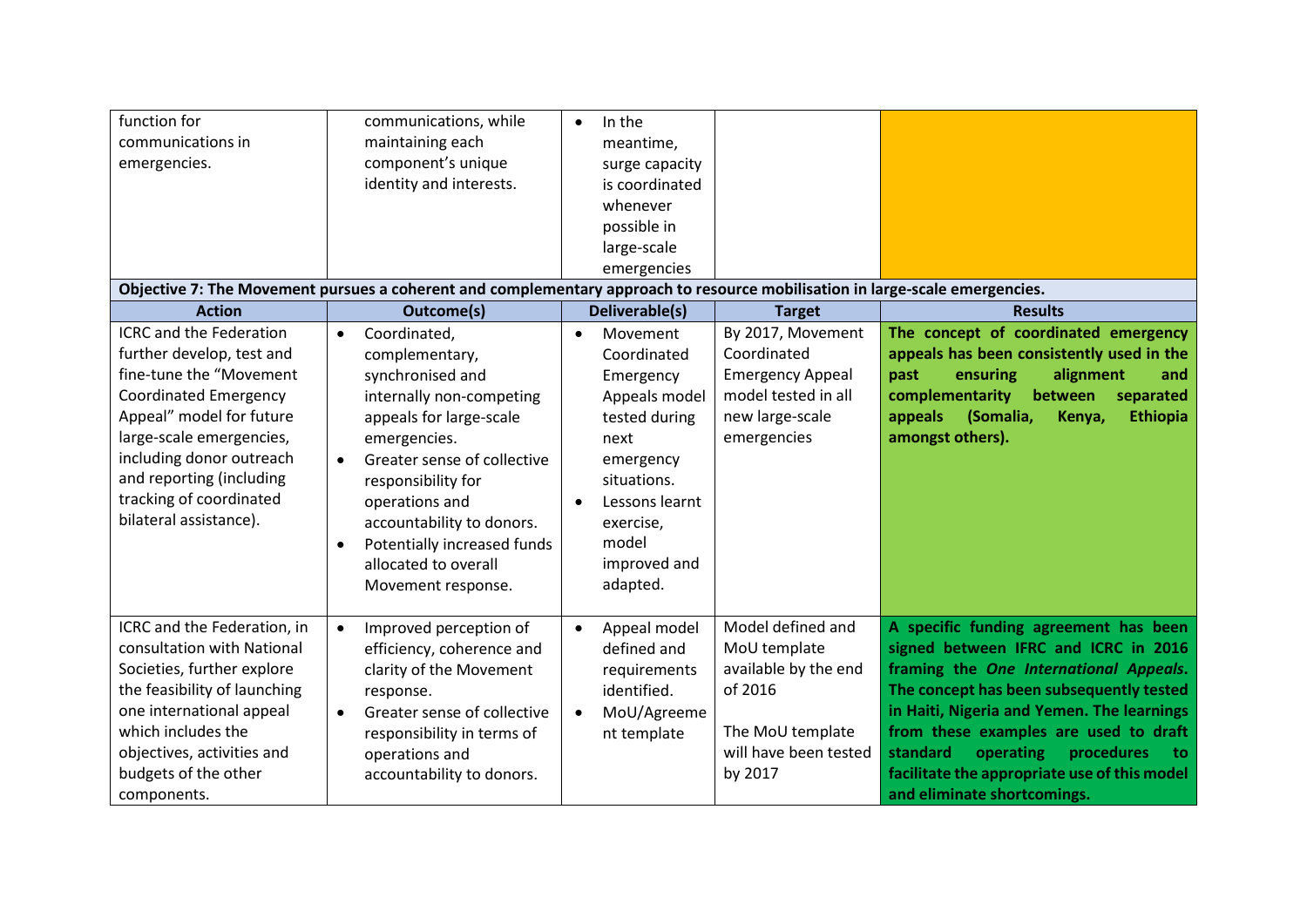| | | | | |
|---|---|---|---|---|
| function for communications in emergencies. | communications, while maintaining each component's unique identity and interests. | • In the meantime, surge capacity is coordinated whenever possible in large-scale emergencies | | |
| **Objective 7: The Movement pursues a coherent and complementary approach to resource mobilisation in large-scale emergencies.** | | | | |
| **Action** | **Outcome(s)** | **Deliverable(s)** | **Target** | **Results** |
| ICRC and the Federation further develop, test and fine-tune the "Movement Coordinated Emergency Appeal" model for future large-scale emergencies, including donor outreach and reporting (including tracking of coordinated bilateral assistance). | • Coordinated, complementary, synchronised and internally non-competing appeals for large-scale emergencies.<br>• Greater sense of collective responsibility for operations and accountability to donors.<br>• Potentially increased funds allocated to overall Movement response. | • Movement Coordinated Emergency Appeals model tested during next emergency situations.<br>• Lessons learnt exercise, model improved and adapted. | By 2017, Movement Coordinated Emergency Appeal model tested in all new large-scale emergencies | **The concept of coordinated emergency appeals has been consistently used in the past ensuring alignment and complementarity between separated appeals (Somalia, Kenya, Ethiopia amongst others).** |
| ICRC and the Federation, in consultation with National Societies, further explore the feasibility of launching one international appeal which includes the objectives, activities and budgets of the other components. | • Improved perception of efficiency, coherence and clarity of the Movement response.<br>• Greater sense of collective responsibility in terms of operations and accountability to donors. | • Appeal model defined and requirements identified.<br>• MoU/Agreement template | Model defined and MoU template available by the end of 2016<br><br>The MoU template will have been tested by 2017 | **A specific funding agreement has been signed between IFRC and ICRC in 2016 framing the *One International Appeals*. The concept has been subsequently tested in Haiti, Nigeria and Yemen. The learnings from these examples are used to draft standard operating procedures to facilitate the appropriate use of this model and eliminate shortcomings.** |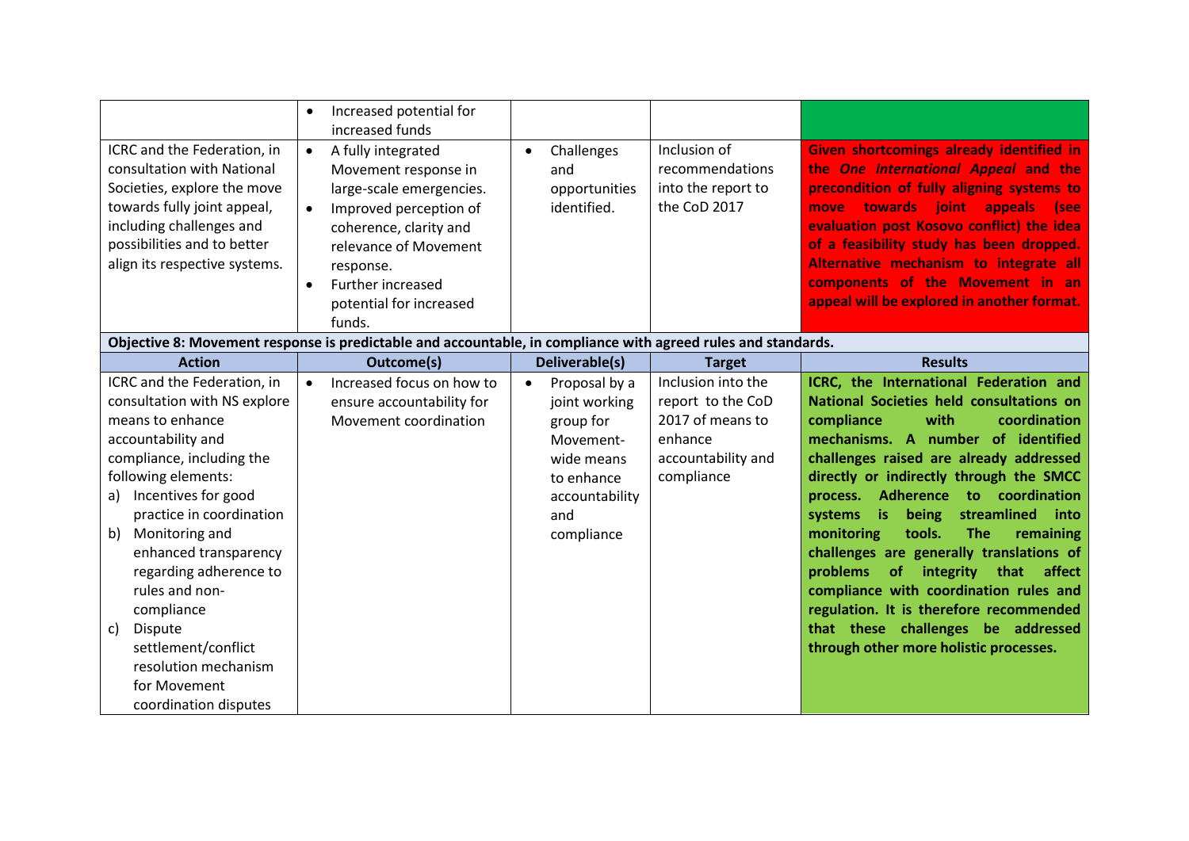| | | | | |
|---|---|---|---|---|
| | • Increased potential for increased funds | | | |
| ICRC and the Federation, in consultation with National Societies, explore the move towards fully joint appeal, including challenges and possibilities and to better align its respective systems. | • A fully integrated Movement response in large-scale emergencies.<br>• Improved perception of coherence, clarity and relevance of Movement response.<br>• Further increased potential for increased funds. | • Challenges and opportunities identified. | Inclusion of recommendations into the report to the CoD 2017 | **Given shortcomings already identified in the *One International Appeal* and the precondition of fully aligning systems to move towards joint appeals (see evaluation post Kosovo conflict) the idea of a feasibility study has been dropped. Alternative mechanism to integrate all components of the Movement in an appeal will be explored in another format.** |

**Objective 8: Movement response is predictable and accountable, in compliance with agreed rules and standards.**

| Action | Outcome(s) | Deliverable(s) | Target | Results |
|---|---|---|---|---|
| ICRC and the Federation, in consultation with NS explore means to enhance accountability and compliance, including the following elements:<br>a) Incentives for good practice in coordination<br>b) Monitoring and enhanced transparency regarding adherence to rules and non-compliance<br>c) Dispute settlement/conflict resolution mechanism for Movement coordination disputes | • Increased focus on how to ensure accountability for Movement coordination | • Proposal by a joint working group for Movement-wide means to enhance accountability and compliance | Inclusion into the report to the CoD 2017 of means to enhance accountability and compliance | **ICRC, the International Federation and National Societies held consultations on compliance with coordination mechanisms. A number of identified challenges raised are already addressed directly or indirectly through the SMCC process. Adherence to coordination systems is being streamlined into monitoring tools. The remaining challenges are generally translations of problems of integrity that affect compliance with coordination rules and regulation. It is therefore recommended that these challenges be addressed through other more holistic processes.** |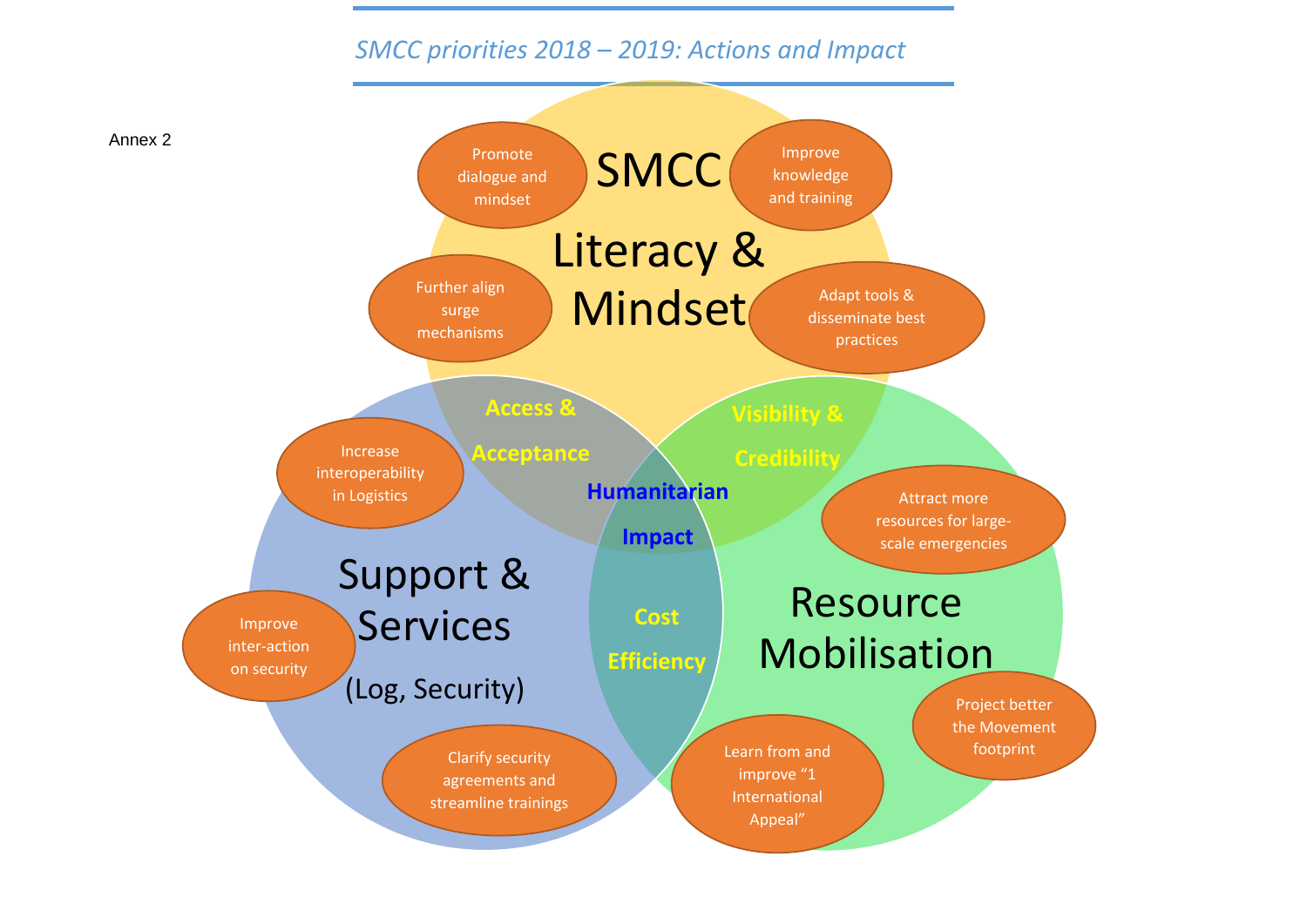Annex 2

*SMCC priorities 2018 – 2019: Actions and Impact*

SMCC Literacy & Mindset

Promote dialogue and mindset

Improve knowledge and training

Further align surge mechanisms

Adapt tools & disseminate best practices

Access & Acceptance

Visibility & Credibility

Humanitarian Impact

Cost Efficiency

Support & Services (Log, Security)

Increase interoperability in Logistics

Improve inter-action on security

Clarify security agreements and streamline trainings

Resource Mobilisation

Attract more resources for large-scale emergencies

Project better the Movement footprint

Learn from and improve "1 International Appeal"